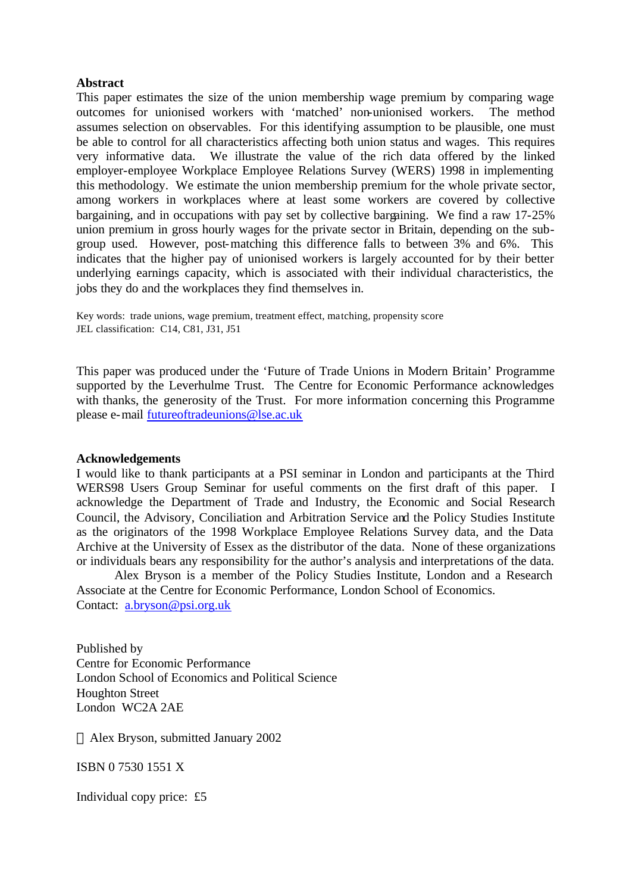## Abstract

This paper estimates the size of the union membership wage premium by comparing wage outcomes for unionised workers with 'matched' non-unionised workers. The method assumes selection on observables. For this identifying assumption to be plausible, one must be able to control for all characteristics affecting both union status and wages. This requires very informative data. We illustrate the value of the rich data offered by the linked employer-employee Workplace Employee Relations Survey (WERS) 1998 in implementing this methodology. We estimate the union membership premium for the whole private sector, among workers in workplaces where at least some workers are covered by collective bargaining, and in occupations with pay set by collective bargaining. We find a raw 17-25% union premium in gross hourly wages for the private sector in Britain, depending on the sub-group used. However, post-matching this difference falls to between 3% and 6%. This indicates that the higher pay of unionised workers is largely accounted for by their better underlying earnings capacity, which is associated with their individual characteristics, the jobs they do and the workplaces they find themselves in.

Key words: trade unions, wage premium, treatment effect, matching, propensity score
JEL classification: C14, C81, J31, J51

This paper was produced under the 'Future of Trade Unions in Modern Britain' Programme supported by the Leverhulme Trust. The Centre for Economic Performance acknowledges with thanks, the generosity of the Trust. For more information concerning this Programme please e-mail futureoftradeunions@lse.ac.uk

## Acknowledgements

I would like to thank participants at a PSI seminar in London and participants at the Third WERS98 Users Group Seminar for useful comments on the first draft of this paper. I acknowledge the Department of Trade and Industry, the Economic and Social Research Council, the Advisory, Conciliation and Arbitration Service and the Policy Studies Institute as the originators of the 1998 Workplace Employee Relations Survey data, and the Data Archive at the University of Essex as the distributor of the data. None of these organizations or individuals bears any responsibility for the author's analysis and interpretations of the data.

Alex Bryson is a member of the Policy Studies Institute, London and a Research Associate at the Centre for Economic Performance, London School of Economics.
Contact: a.bryson@psi.org.uk

Published by
Centre for Economic Performance
London School of Economics and Political Science
Houghton Street
London WC2A 2AE

© Alex Bryson, submitted January 2002

ISBN 0 7530 1551 X

Individual copy price: £5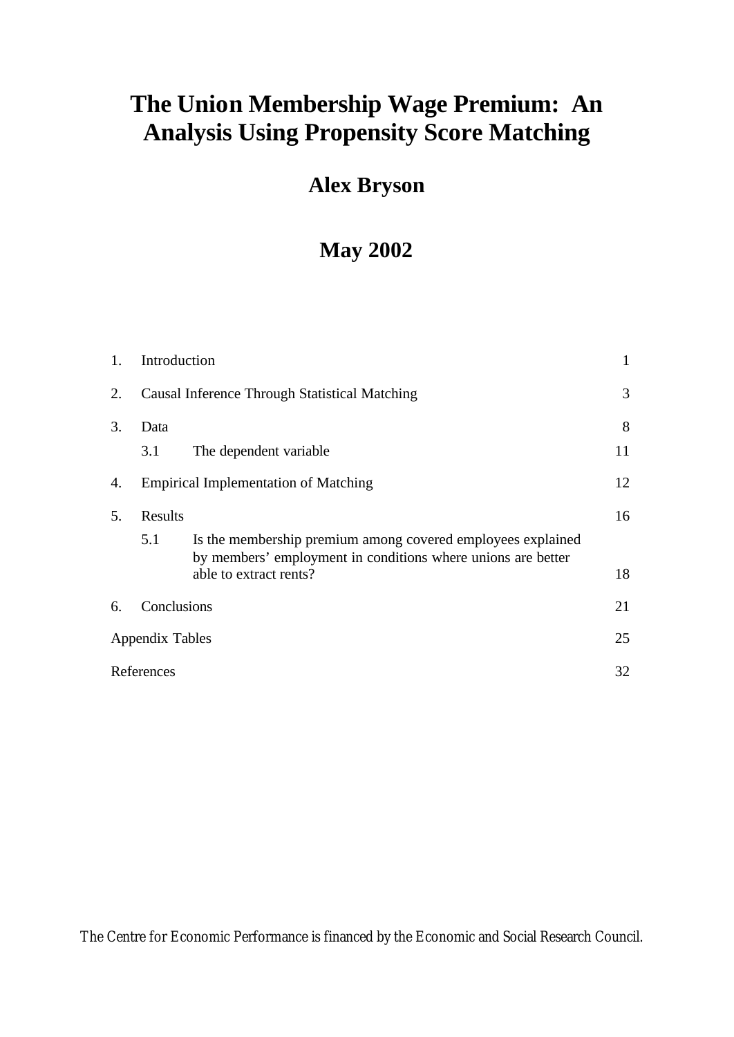# The Union Membership Wage Premium: An Analysis Using Propensity Score Matching

## Alex Bryson

## May 2002

| | | | |
|---|---|---|---|
| 1. | Introduction | | 1 |
| 2. | Causal Inference Through Statistical Matching | | 3 |
| 3. | Data | | 8 |
| | 3.1 | The dependent variable | 11 |
| 4. | Empirical Implementation of Matching | | 12 |
| 5. | Results | | 16 |
| | 5.1 | Is the membership premium among covered employees explained by members' employment in conditions where unions are better able to extract rents? | 18 |
| 6. | Conclusions | | 21 |
| Appendix Tables | | | 25 |
| References | | | 32 |

The Centre for Economic Performance is financed by the Economic and Social Research Council.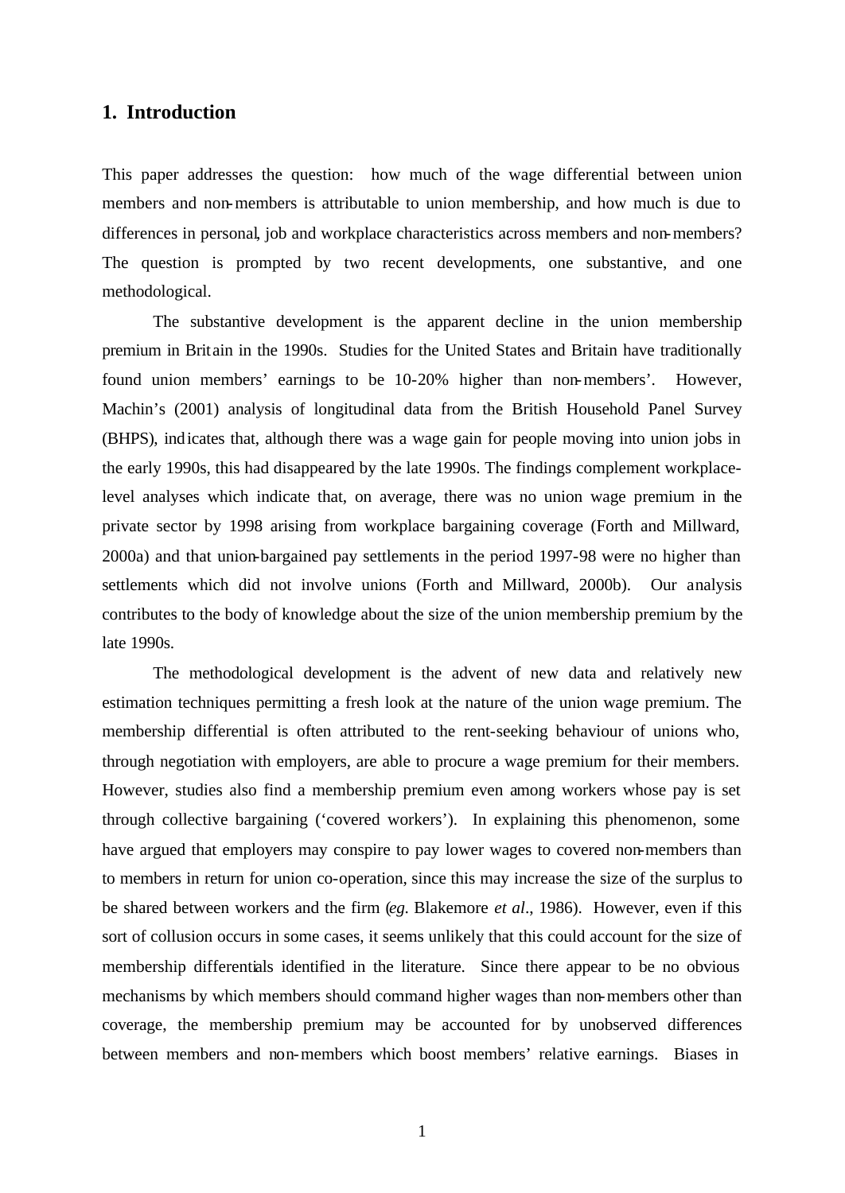# 1. Introduction

This paper addresses the question: how much of the wage differential between union members and non-members is attributable to union membership, and how much is due to differences in personal, job and workplace characteristics across members and non-members? The question is prompted by two recent developments, one substantive, and one methodological.

The substantive development is the apparent decline in the union membership premium in Britain in the 1990s. Studies for the United States and Britain have traditionally found union members' earnings to be 10-20% higher than non-members'. However, Machin's (2001) analysis of longitudinal data from the British Household Panel Survey (BHPS), indicates that, although there was a wage gain for people moving into union jobs in the early 1990s, this had disappeared by the late 1990s. The findings complement workplace-level analyses which indicate that, on average, there was no union wage premium in the private sector by 1998 arising from workplace bargaining coverage (Forth and Millward, 2000a) and that union-bargained pay settlements in the period 1997-98 were no higher than settlements which did not involve unions (Forth and Millward, 2000b). Our analysis contributes to the body of knowledge about the size of the union membership premium by the late 1990s.

The methodological development is the advent of new data and relatively new estimation techniques permitting a fresh look at the nature of the union wage premium. The membership differential is often attributed to the rent-seeking behaviour of unions who, through negotiation with employers, are able to procure a wage premium for their members. However, studies also find a membership premium even among workers whose pay is set through collective bargaining ('covered workers'). In explaining this phenomenon, some have argued that employers may conspire to pay lower wages to covered non-members than to members in return for union co-operation, since this may increase the size of the surplus to be shared between workers and the firm (*eg*. Blakemore *et al*., 1986). However, even if this sort of collusion occurs in some cases, it seems unlikely that this could account for the size of membership differentials identified in the literature. Since there appear to be no obvious mechanisms by which members should command higher wages than non-members other than coverage, the membership premium may be accounted for by unobserved differences between members and non-members which boost members' relative earnings. Biases in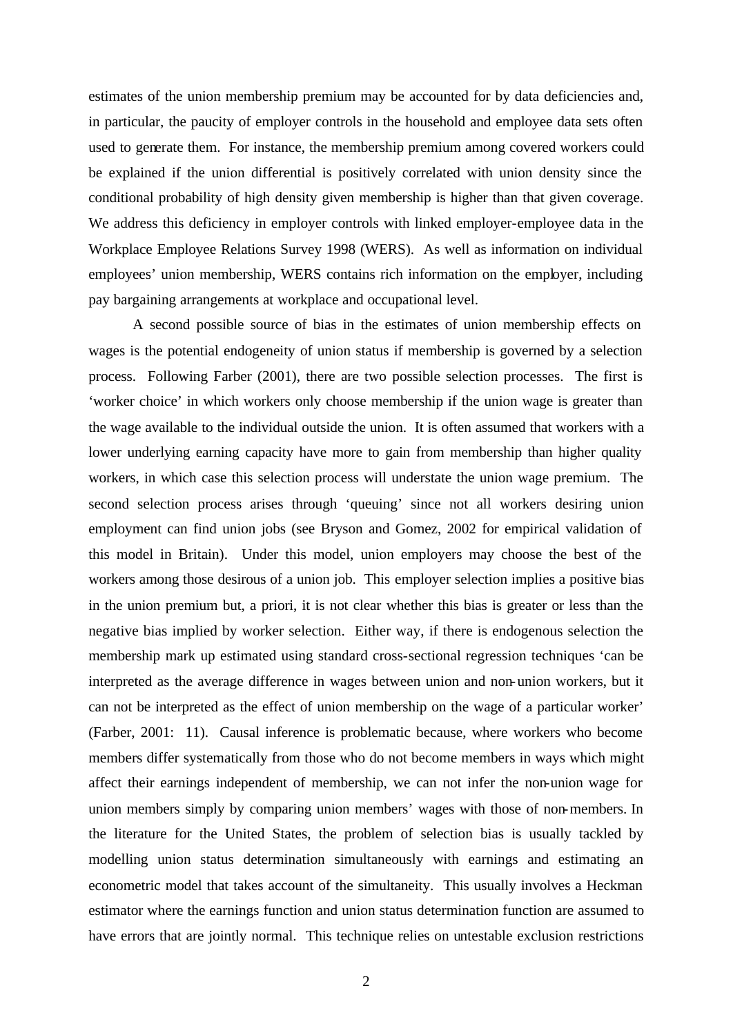estimates of the union membership premium may be accounted for by data deficiencies and, in particular, the paucity of employer controls in the household and employee data sets often used to generate them. For instance, the membership premium among covered workers could be explained if the union differential is positively correlated with union density since the conditional probability of high density given membership is higher than that given coverage. We address this deficiency in employer controls with linked employer-employee data in the Workplace Employee Relations Survey 1998 (WERS). As well as information on individual employees' union membership, WERS contains rich information on the employer, including pay bargaining arrangements at workplace and occupational level.

A second possible source of bias in the estimates of union membership effects on wages is the potential endogeneity of union status if membership is governed by a selection process. Following Farber (2001), there are two possible selection processes. The first is 'worker choice' in which workers only choose membership if the union wage is greater than the wage available to the individual outside the union. It is often assumed that workers with a lower underlying earning capacity have more to gain from membership than higher quality workers, in which case this selection process will understate the union wage premium. The second selection process arises through 'queuing' since not all workers desiring union employment can find union jobs (see Bryson and Gomez, 2002 for empirical validation of this model in Britain). Under this model, union employers may choose the best of the workers among those desirous of a union job. This employer selection implies a positive bias in the union premium but, a priori, it is not clear whether this bias is greater or less than the negative bias implied by worker selection. Either way, if there is endogenous selection the membership mark up estimated using standard cross-sectional regression techniques 'can be interpreted as the average difference in wages between union and non-union workers, but it can not be interpreted as the effect of union membership on the wage of a particular worker' (Farber, 2001: 11). Causal inference is problematic because, where workers who become members differ systematically from those who do not become members in ways which might affect their earnings independent of membership, we can not infer the non-union wage for union members simply by comparing union members' wages with those of non-members. In the literature for the United States, the problem of selection bias is usually tackled by modelling union status determination simultaneously with earnings and estimating an econometric model that takes account of the simultaneity. This usually involves a Heckman estimator where the earnings function and union status determination function are assumed to have errors that are jointly normal. This technique relies on untestable exclusion restrictions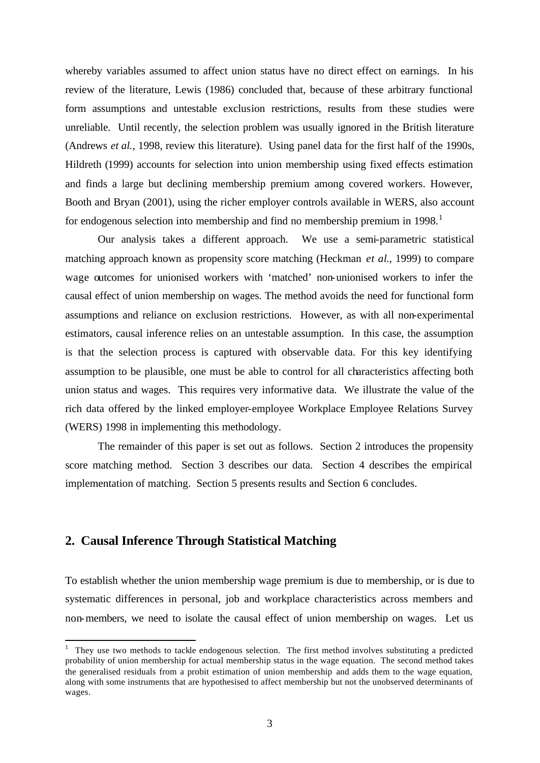whereby variables assumed to affect union status have no direct effect on earnings. In his review of the literature, Lewis (1986) concluded that, because of these arbitrary functional form assumptions and untestable exclusion restrictions, results from these studies were unreliable. Until recently, the selection problem was usually ignored in the British literature (Andrews *et al.*, 1998, review this literature). Using panel data for the first half of the 1990s, Hildreth (1999) accounts for selection into union membership using fixed effects estimation and finds a large but declining membership premium among covered workers. However, Booth and Bryan (2001), using the richer employer controls available in WERS, also account for endogenous selection into membership and find no membership premium in 1998.[1]

Our analysis takes a different approach. We use a semi-parametric statistical matching approach known as propensity score matching (Heckman *et al.*, 1999) to compare wage outcomes for unionised workers with 'matched' non-unionised workers to infer the causal effect of union membership on wages. The method avoids the need for functional form assumptions and reliance on exclusion restrictions. However, as with all non-experimental estimators, causal inference relies on an untestable assumption. In this case, the assumption is that the selection process is captured with observable data. For this key identifying assumption to be plausible, one must be able to control for all characteristics affecting both union status and wages. This requires very informative data. We illustrate the value of the rich data offered by the linked employer-employee Workplace Employee Relations Survey (WERS) 1998 in implementing this methodology.

The remainder of this paper is set out as follows. Section 2 introduces the propensity score matching method. Section 3 describes our data. Section 4 describes the empirical implementation of matching. Section 5 presents results and Section 6 concludes.

## 2. Causal Inference Through Statistical Matching

To establish whether the union membership wage premium is due to membership, or is due to systematic differences in personal, job and workplace characteristics across members and non-members, we need to isolate the causal effect of union membership on wages. Let us

---

[1] They use two methods to tackle endogenous selection. The first method involves substituting a predicted probability of union membership for actual membership status in the wage equation. The second method takes the generalised residuals from a probit estimation of union membership and adds them to the wage equation, along with some instruments that are hypothesised to affect membership but not the unobserved determinants of wages.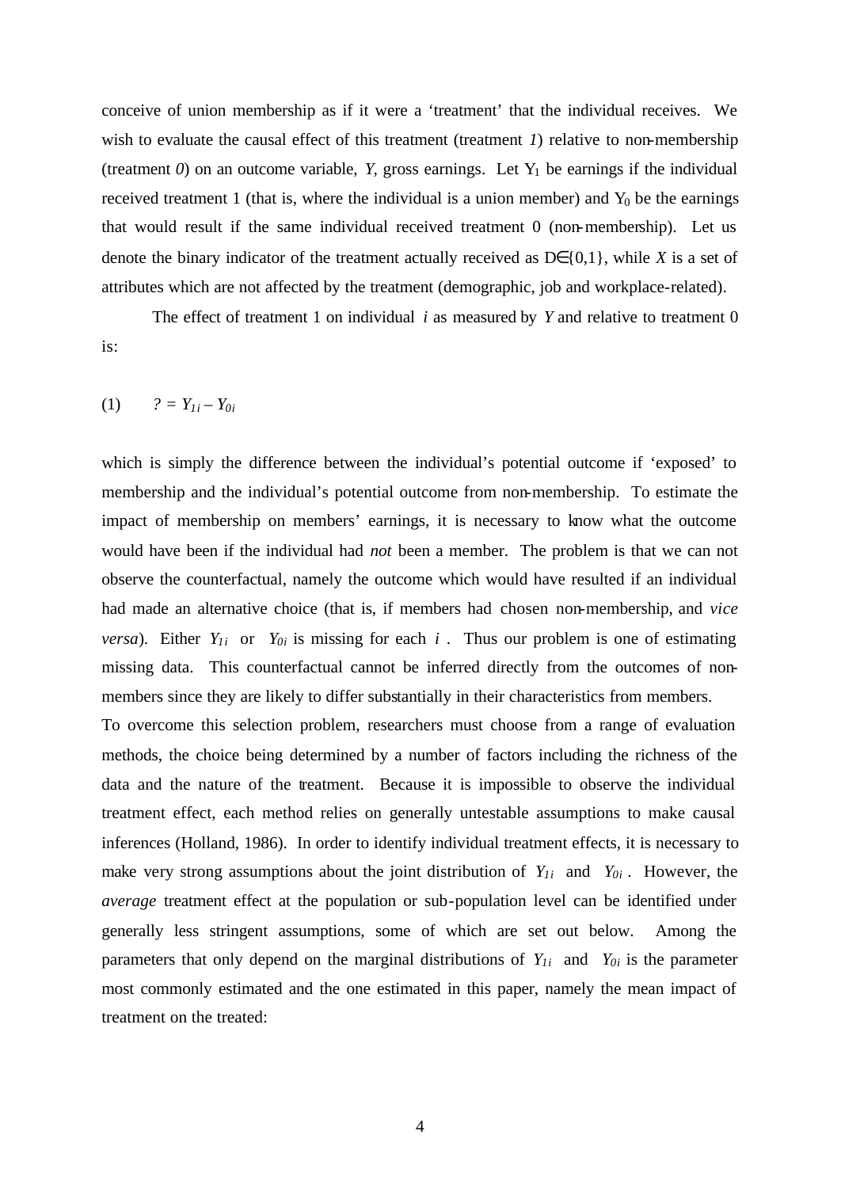conceive of union membership as if it were a 'treatment' that the individual receives. We wish to evaluate the causal effect of this treatment (treatment *1*) relative to non-membership (treatment *0*) on an outcome variable, *Y*, gross earnings. Let $Y_1$ be earnings if the individual received treatment 1 (that is, where the individual is a union member) and $Y_0$ be the earnings that would result if the same individual received treatment 0 (non-membership). Let us denote the binary indicator of the treatment actually received as $D \in \{0,1\}$, while *X* is a set of attributes which are not affected by the treatment (demographic, job and workplace-related).

The effect of treatment 1 on individual *i* as measured by *Y* and relative to treatment 0 is:

$$(1) \qquad ? = Y_{1i} - Y_{0i}$$

which is simply the difference between the individual's potential outcome if 'exposed' to membership and the individual's potential outcome from non-membership. To estimate the impact of membership on members' earnings, it is necessary to know what the outcome would have been if the individual had *not* been a member. The problem is that we can not observe the counterfactual, namely the outcome which would have resulted if an individual had made an alternative choice (that is, if members had chosen non-membership, and *vice versa*). Either $Y_{1i}$ or $Y_{0i}$ is missing for each *i*. Thus our problem is one of estimating missing data. This counterfactual cannot be inferred directly from the outcomes of non-members since they are likely to differ substantially in their characteristics from members.

To overcome this selection problem, researchers must choose from a range of evaluation methods, the choice being determined by a number of factors including the richness of the data and the nature of the treatment. Because it is impossible to observe the individual treatment effect, each method relies on generally untestable assumptions to make causal inferences (Holland, 1986). In order to identify individual treatment effects, it is necessary to make very strong assumptions about the joint distribution of $Y_{1i}$ and $Y_{0i}$. However, the *average* treatment effect at the population or sub-population level can be identified under generally less stringent assumptions, some of which are set out below. Among the parameters that only depend on the marginal distributions of $Y_{1i}$ and $Y_{0i}$ is the parameter most commonly estimated and the one estimated in this paper, namely the mean impact of treatment on the treated: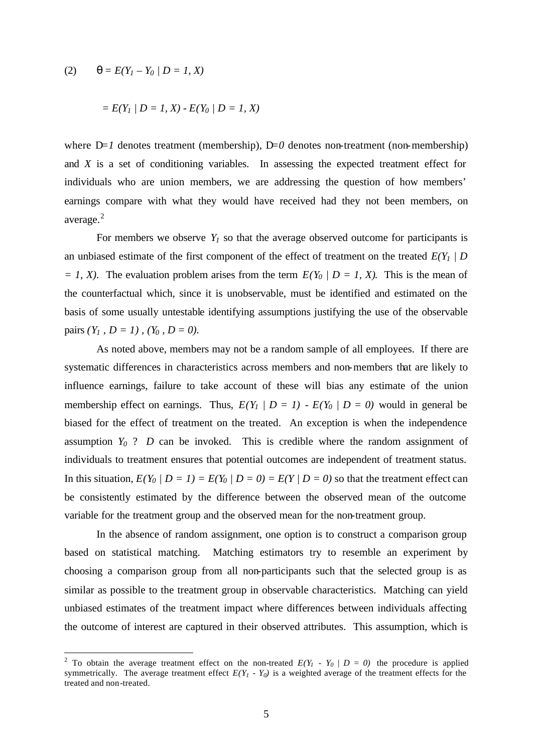$$(2) \qquad \theta = E(Y_1 - Y_0 \mid D = 1, X)$$

$$= E(Y_1 \mid D = 1, X) - E(Y_0 \mid D = 1, X)$$

where $D=1$ denotes treatment (membership), $D=0$ denotes non-treatment (non-membership) and $X$ is a set of conditioning variables. In assessing the expected treatment effect for individuals who are union members, we are addressing the question of how members' earnings compare with what they would have received had they not been members, on average.[2]

For members we observe $Y_1$ so that the average observed outcome for participants is an unbiased estimate of the first component of the effect of treatment on the treated $E(Y_1 \mid D = 1, X)$. The evaluation problem arises from the term $E(Y_0 \mid D = 1, X)$. This is the mean of the counterfactual which, since it is unobservable, must be identified and estimated on the basis of some usually untestable identifying assumptions justifying the use of the observable pairs $(Y_1, D = 1), (Y_0, D = 0)$.

As noted above, members may not be a random sample of all employees. If there are systematic differences in characteristics across members and non-members that are likely to influence earnings, failure to take account of these will bias any estimate of the union membership effect on earnings. Thus, $E(Y_1 \mid D = 1) - E(Y_0 \mid D = 0)$ would in general be biased for the effect of treatment on the treated. An exception is when the independence assumption $Y_0$ ? $D$ can be invoked. This is credible where the random assignment of individuals to treatment ensures that potential outcomes are independent of treatment status. In this situation, $E(Y_0 \mid D = 1) = E(Y_0 \mid D = 0) = E(Y \mid D = 0)$ so that the treatment effect can be consistently estimated by the difference between the observed mean of the outcome variable for the treatment group and the observed mean for the non-treatment group.

In the absence of random assignment, one option is to construct a comparison group based on statistical matching. Matching estimators try to resemble an experiment by choosing a comparison group from all non-participants such that the selected group is as similar as possible to the treatment group in observable characteristics. Matching can yield unbiased estimates of the treatment impact where differences between individuals affecting the outcome of interest are captured in their observed attributes. This assumption, which is

[2] To obtain the average treatment effect on the non-treated $E(Y_1 - Y_0 \mid D = 0)$ the procedure is applied symmetrically. The average treatment effect $E(Y_1 - Y_0)$ is a weighted average of the treatment effects for the treated and non-treated.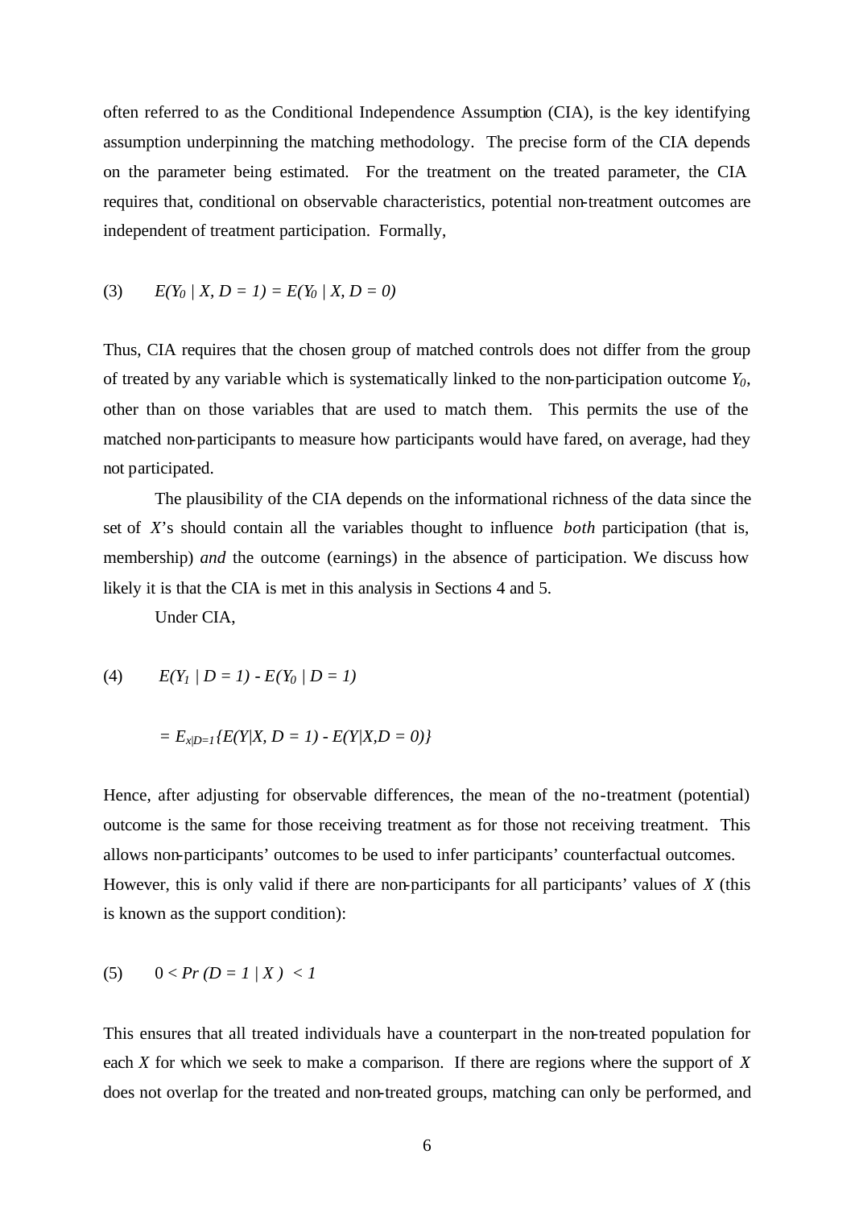often referred to as the Conditional Independence Assumption (CIA), is the key identifying assumption underpinning the matching methodology. The precise form of the CIA depends on the parameter being estimated. For the treatment on the treated parameter, the CIA requires that, conditional on observable characteristics, potential non-treatment outcomes are independent of treatment participation. Formally,

$$(3) \qquad E(Y_0 \mid X, D = 1) = E(Y_0 \mid X, D = 0)$$

Thus, CIA requires that the chosen group of matched controls does not differ from the group of treated by any variable which is systematically linked to the non-participation outcome $Y_0$, other than on those variables that are used to match them. This permits the use of the matched non-participants to measure how participants would have fared, on average, had they not participated.

The plausibility of the CIA depends on the informational richness of the data since the set of $X$'s should contain all the variables thought to influence *both* participation (that is, membership) *and* the outcome (earnings) in the absence of participation. We discuss how likely it is that the CIA is met in this analysis in Sections 4 and 5.

Under CIA,

$$(4) \qquad E(Y_1 \mid D = 1) - E(Y_0 \mid D = 1)$$

$$= E_{x|D=1}\{E(Y|X, D = 1) - E(Y|X,D = 0)\}$$

Hence, after adjusting for observable differences, the mean of the no-treatment (potential) outcome is the same for those receiving treatment as for those not receiving treatment. This allows non-participants' outcomes to be used to infer participants' counterfactual outcomes. However, this is only valid if there are non-participants for all participants' values of $X$ (this is known as the support condition):

$$(5) \qquad 0 < Pr(D = 1 \mid X) < 1$$

This ensures that all treated individuals have a counterpart in the non-treated population for each $X$ for which we seek to make a comparison. If there are regions where the support of $X$ does not overlap for the treated and non-treated groups, matching can only be performed, and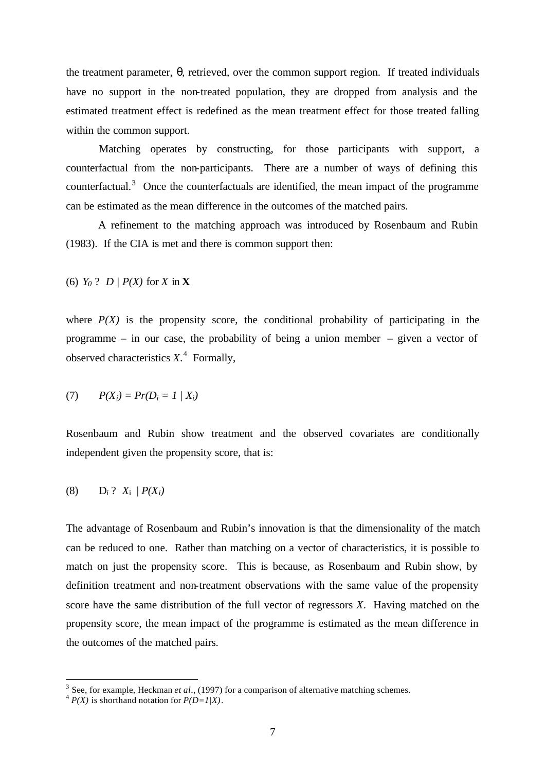the treatment parameter, $\theta$, retrieved, over the common support region. If treated individuals have no support in the non-treated population, they are dropped from analysis and the estimated treatment effect is redefined as the mean treatment effect for those treated falling within the common support.

Matching operates by constructing, for those participants with support, a counterfactual from the non-participants. There are a number of ways of defining this counterfactual.[3] Once the counterfactuals are identified, the mean impact of the programme can be estimated as the mean difference in the outcomes of the matched pairs.

A refinement to the matching approach was introduced by Rosenbaum and Rubin (1983). If the CIA is met and there is common support then:

(6) $Y_0 \perp D \mid P(X)$ for $X$ in $\mathbf{X}$

where $P(X)$ is the propensity score, the conditional probability of participating in the programme – in our case, the probability of being a union member – given a vector of observed characteristics $X$.[4] Formally,

(7) $$P(X_i) = Pr(D_i = 1 \mid X_i)$$

Rosenbaum and Rubin show treatment and the observed covariates are conditionally independent given the propensity score, that is:

(8) $$D_i \perp X_i \mid P(X_i)$$

The advantage of Rosenbaum and Rubin's innovation is that the dimensionality of the match can be reduced to one. Rather than matching on a vector of characteristics, it is possible to match on just the propensity score. This is because, as Rosenbaum and Rubin show, by definition treatment and non-treatment observations with the same value of the propensity score have the same distribution of the full vector of regressors $X$. Having matched on the propensity score, the mean impact of the programme is estimated as the mean difference in the outcomes of the matched pairs.

---

[3] See, for example, Heckman *et al.*, (1997) for a comparison of alternative matching schemes.

[4] $P(X)$ is shorthand notation for $P(D=1|X)$.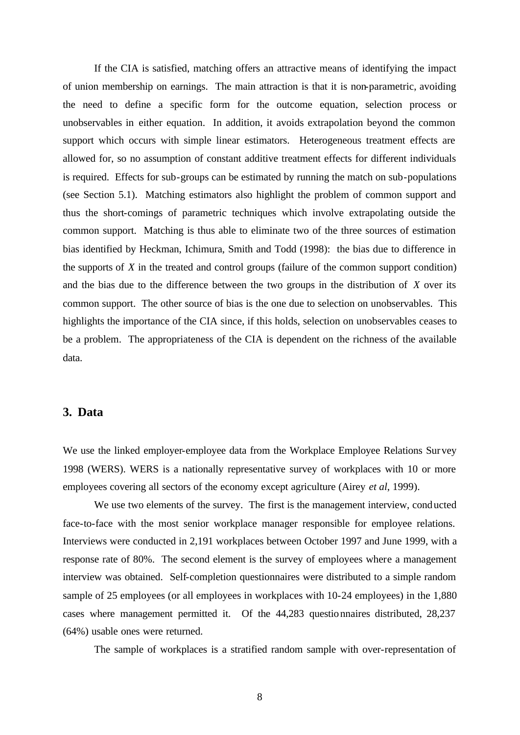If the CIA is satisfied, matching offers an attractive means of identifying the impact of union membership on earnings. The main attraction is that it is non-parametric, avoiding the need to define a specific form for the outcome equation, selection process or unobservables in either equation. In addition, it avoids extrapolation beyond the common support which occurs with simple linear estimators. Heterogeneous treatment effects are allowed for, so no assumption of constant additive treatment effects for different individuals is required. Effects for sub-groups can be estimated by running the match on sub-populations (see Section 5.1). Matching estimators also highlight the problem of common support and thus the short-comings of parametric techniques which involve extrapolating outside the common support. Matching is thus able to eliminate two of the three sources of estimation bias identified by Heckman, Ichimura, Smith and Todd (1998): the bias due to difference in the supports of $X$ in the treated and control groups (failure of the common support condition) and the bias due to the difference between the two groups in the distribution of $X$ over its common support. The other source of bias is the one due to selection on unobservables. This highlights the importance of the CIA since, if this holds, selection on unobservables ceases to be a problem. The appropriateness of the CIA is dependent on the richness of the available data.

## 3. Data

We use the linked employer-employee data from the Workplace Employee Relations Survey 1998 (WERS). WERS is a nationally representative survey of workplaces with 10 or more employees covering all sectors of the economy except agriculture (Airey *et al*, 1999).

We use two elements of the survey. The first is the management interview, conducted face-to-face with the most senior workplace manager responsible for employee relations. Interviews were conducted in 2,191 workplaces between October 1997 and June 1999, with a response rate of 80%. The second element is the survey of employees where a management interview was obtained. Self-completion questionnaires were distributed to a simple random sample of 25 employees (or all employees in workplaces with 10-24 employees) in the 1,880 cases where management permitted it. Of the 44,283 questionnaires distributed, 28,237 (64%) usable ones were returned.

The sample of workplaces is a stratified random sample with over-representation of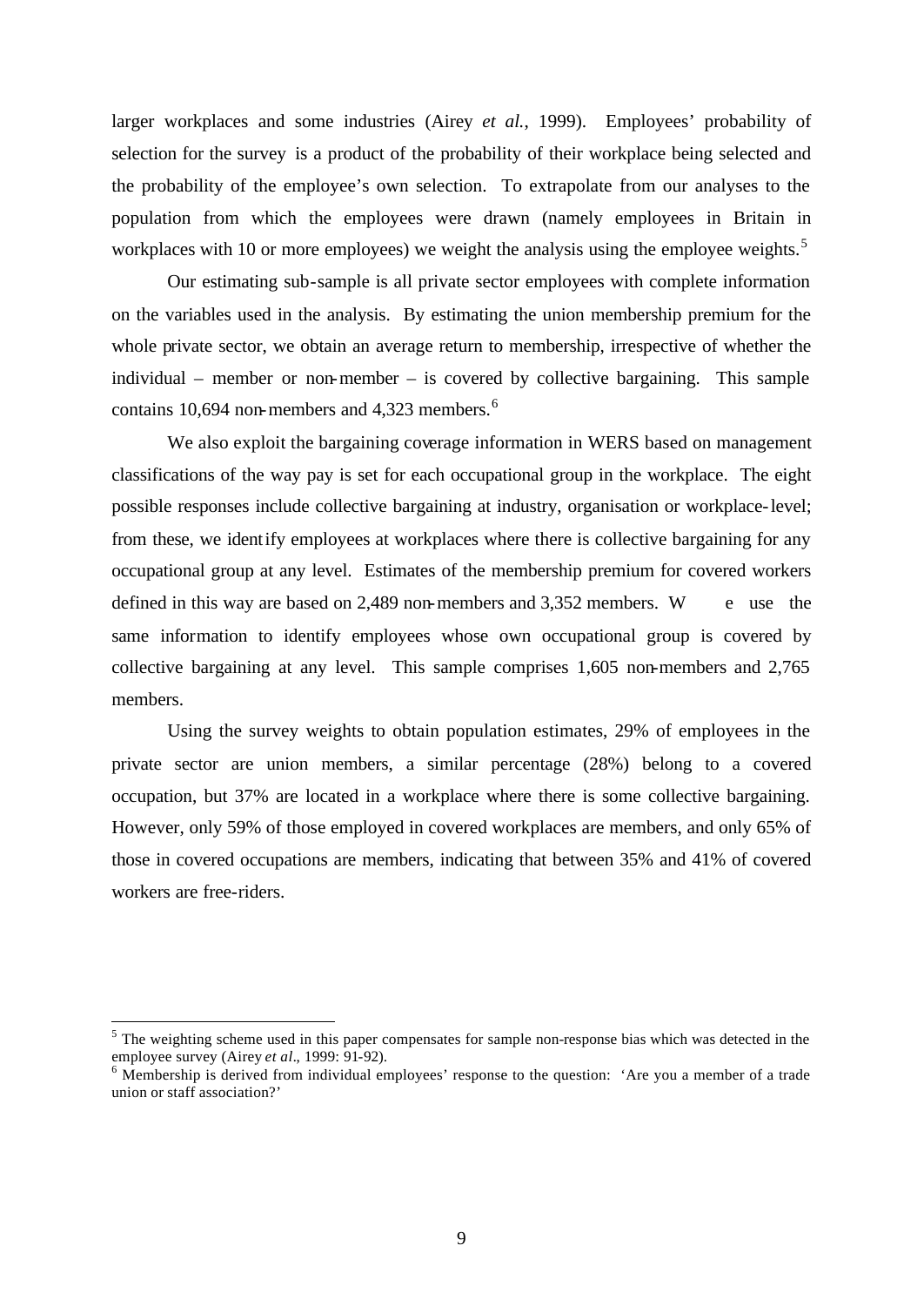larger workplaces and some industries (Airey *et al.*, 1999). Employees' probability of selection for the survey is a product of the probability of their workplace being selected and the probability of the employee's own selection. To extrapolate from our analyses to the population from which the employees were drawn (namely employees in Britain in workplaces with 10 or more employees) we weight the analysis using the employee weights.[5]

Our estimating sub-sample is all private sector employees with complete information on the variables used in the analysis. By estimating the union membership premium for the whole private sector, we obtain an average return to membership, irrespective of whether the individual – member or non-member – is covered by collective bargaining. This sample contains 10,694 non-members and 4,323 members.[6]

We also exploit the bargaining coverage information in WERS based on management classifications of the way pay is set for each occupational group in the workplace. The eight possible responses include collective bargaining at industry, organisation or workplace-level; from these, we identify employees at workplaces where there is collective bargaining for any occupational group at any level. Estimates of the membership premium for covered workers defined in this way are based on 2,489 non-members and 3,352 members. We use the same information to identify employees whose own occupational group is covered by collective bargaining at any level. This sample comprises 1,605 non-members and 2,765 members.

Using the survey weights to obtain population estimates, 29% of employees in the private sector are union members, a similar percentage (28%) belong to a covered occupation, but 37% are located in a workplace where there is some collective bargaining. However, only 59% of those employed in covered workplaces are members, and only 65% of those in covered occupations are members, indicating that between 35% and 41% of covered workers are free-riders.

---

[5] The weighting scheme used in this paper compensates for sample non-response bias which was detected in the employee survey (Airey *et al*., 1999: 91-92).

[6] Membership is derived from individual employees' response to the question: 'Are you a member of a trade union or staff association?'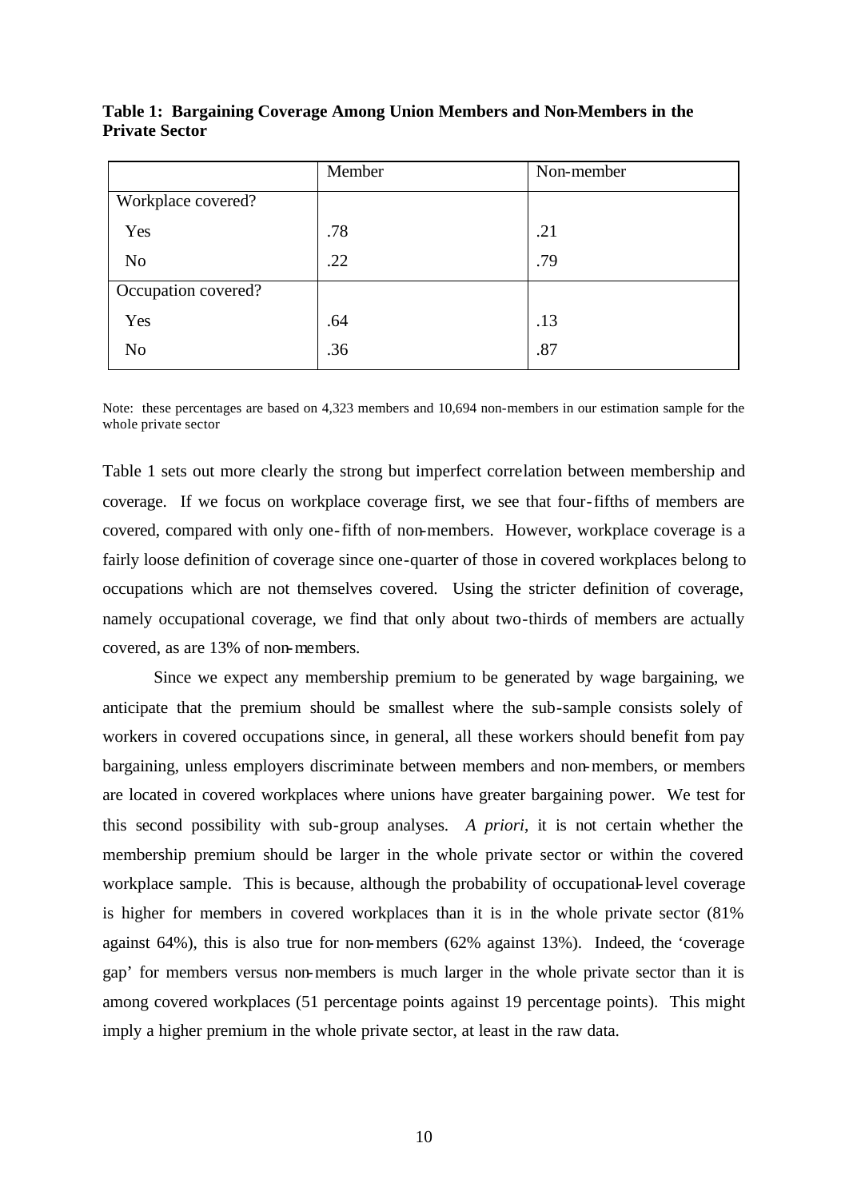**Table 1: Bargaining Coverage Among Union Members and Non-Members in the Private Sector**

| | Member | Non-member |
|---|---|---|
| Workplace covered? | | |
| Yes | .78 | .21 |
| No | .22 | .79 |
| Occupation covered? | | |
| Yes | .64 | .13 |
| No | .36 | .87 |

Note: these percentages are based on 4,323 members and 10,694 non-members in our estimation sample for the whole private sector

Table 1 sets out more clearly the strong but imperfect correlation between membership and coverage. If we focus on workplace coverage first, we see that four-fifths of members are covered, compared with only one-fifth of non-members. However, workplace coverage is a fairly loose definition of coverage since one-quarter of those in covered workplaces belong to occupations which are not themselves covered. Using the stricter definition of coverage, namely occupational coverage, we find that only about two-thirds of members are actually covered, as are 13% of non-members.

Since we expect any membership premium to be generated by wage bargaining, we anticipate that the premium should be smallest where the sub-sample consists solely of workers in covered occupations since, in general, all these workers should benefit from pay bargaining, unless employers discriminate between members and non-members, or members are located in covered workplaces where unions have greater bargaining power. We test for this second possibility with sub-group analyses. *A priori*, it is not certain whether the membership premium should be larger in the whole private sector or within the covered workplace sample. This is because, although the probability of occupational-level coverage is higher for members in covered workplaces than it is in the whole private sector (81% against 64%), this is also true for non-members (62% against 13%). Indeed, the 'coverage gap' for members versus non-members is much larger in the whole private sector than it is among covered workplaces (51 percentage points against 19 percentage points). This might imply a higher premium in the whole private sector, at least in the raw data.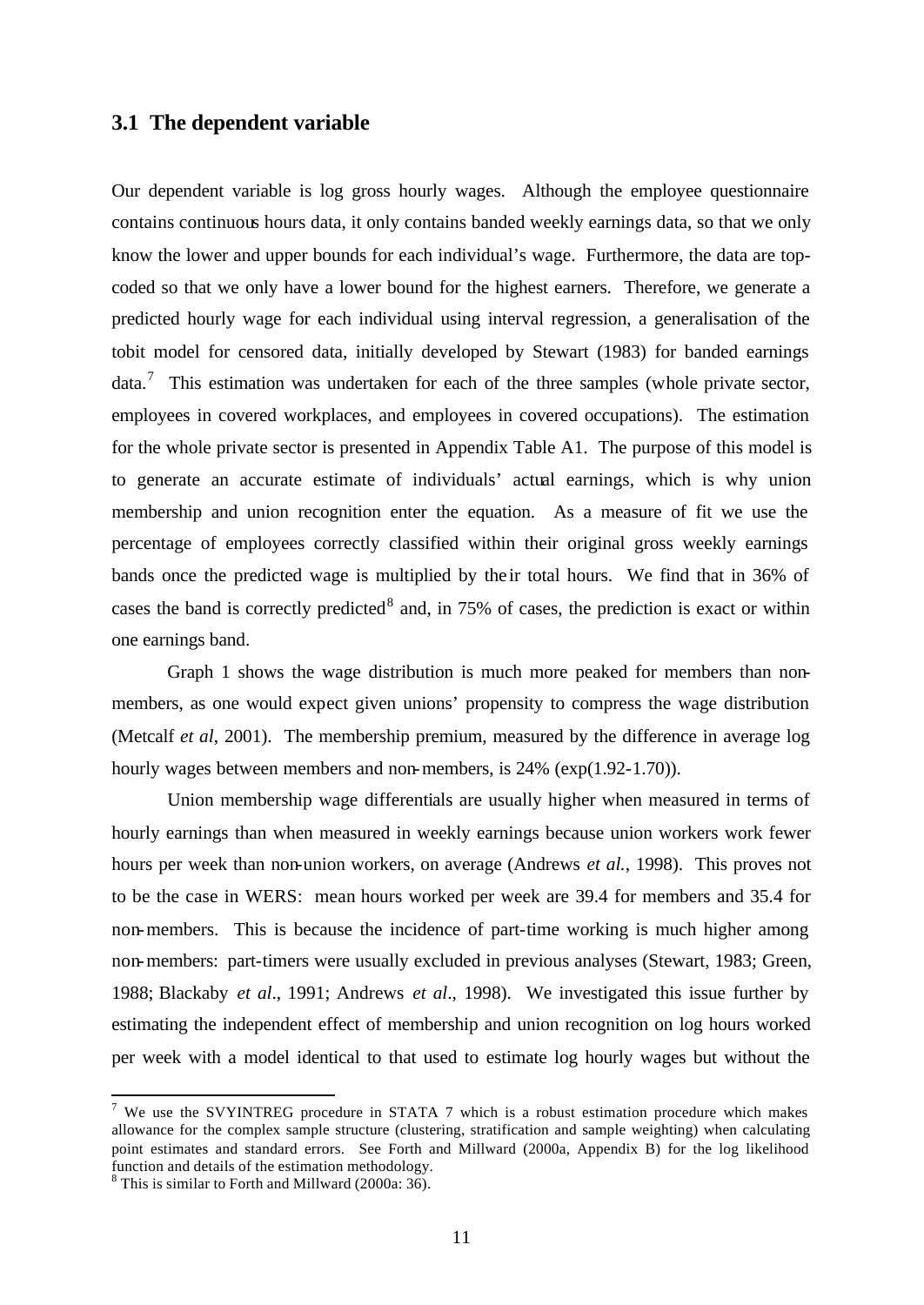## 3.1 The dependent variable

Our dependent variable is log gross hourly wages. Although the employee questionnaire contains continuous hours data, it only contains banded weekly earnings data, so that we only know the lower and upper bounds for each individual's wage. Furthermore, the data are top-coded so that we only have a lower bound for the highest earners. Therefore, we generate a predicted hourly wage for each individual using interval regression, a generalisation of the tobit model for censored data, initially developed by Stewart (1983) for banded earnings data.[7] This estimation was undertaken for each of the three samples (whole private sector, employees in covered workplaces, and employees in covered occupations). The estimation for the whole private sector is presented in Appendix Table A1. The purpose of this model is to generate an accurate estimate of individuals' actual earnings, which is why union membership and union recognition enter the equation. As a measure of fit we use the percentage of employees correctly classified within their original gross weekly earnings bands once the predicted wage is multiplied by their total hours. We find that in 36% of cases the band is correctly predicted[8] and, in 75% of cases, the prediction is exact or within one earnings band.

Graph 1 shows the wage distribution is much more peaked for members than non-members, as one would expect given unions' propensity to compress the wage distribution (Metcalf *et al*, 2001). The membership premium, measured by the difference in average log hourly wages between members and non-members, is 24% (exp(1.92-1.70)).

Union membership wage differentials are usually higher when measured in terms of hourly earnings than when measured in weekly earnings because union workers work fewer hours per week than non-union workers, on average (Andrews *et al.*, 1998). This proves not to be the case in WERS: mean hours worked per week are 39.4 for members and 35.4 for non-members. This is because the incidence of part-time working is much higher among non-members: part-timers were usually excluded in previous analyses (Stewart, 1983; Green, 1988; Blackaby *et al*., 1991; Andrews *et al*., 1998). We investigated this issue further by estimating the independent effect of membership and union recognition on log hours worked per week with a model identical to that used to estimate log hourly wages but without the

[7] We use the SVYINTREG procedure in STATA 7 which is a robust estimation procedure which makes allowance for the complex sample structure (clustering, stratification and sample weighting) when calculating point estimates and standard errors. See Forth and Millward (2000a, Appendix B) for the log likelihood function and details of the estimation methodology.

[8] This is similar to Forth and Millward (2000a: 36).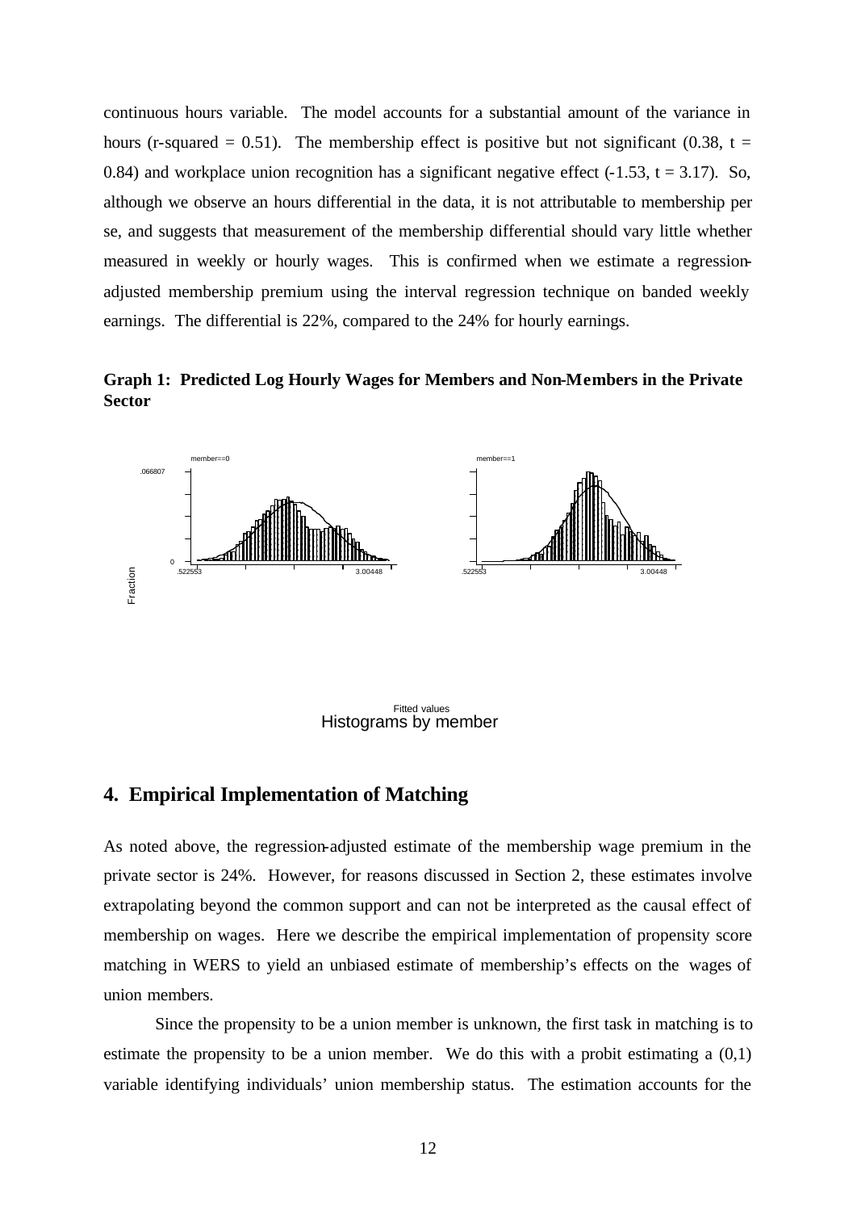continuous hours variable. The model accounts for a substantial amount of the variance in hours (r-squared = 0.51). The membership effect is positive but not significant (0.38, t = 0.84) and workplace union recognition has a significant negative effect (-1.53, t = 3.17). So, although we observe an hours differential in the data, it is not attributable to membership per se, and suggests that measurement of the membership differential should vary little whether measured in weekly or hourly wages. This is confirmed when we estimate a regression-adjusted membership premium using the interval regression technique on banded weekly earnings. The differential is 22%, compared to the 24% for hourly earnings.

**Graph 1: Predicted Log Hourly Wages for Members and Non-Members in the Private Sector**

Fitted values
Histograms by member

## 4. Empirical Implementation of Matching

As noted above, the regression-adjusted estimate of the membership wage premium in the private sector is 24%. However, for reasons discussed in Section 2, these estimates involve extrapolating beyond the common support and can not be interpreted as the causal effect of membership on wages. Here we describe the empirical implementation of propensity score matching in WERS to yield an unbiased estimate of membership's effects on the wages of union members.

Since the propensity to be a union member is unknown, the first task in matching is to estimate the propensity to be a union member. We do this with a probit estimating a (0,1) variable identifying individuals' union membership status. The estimation accounts for the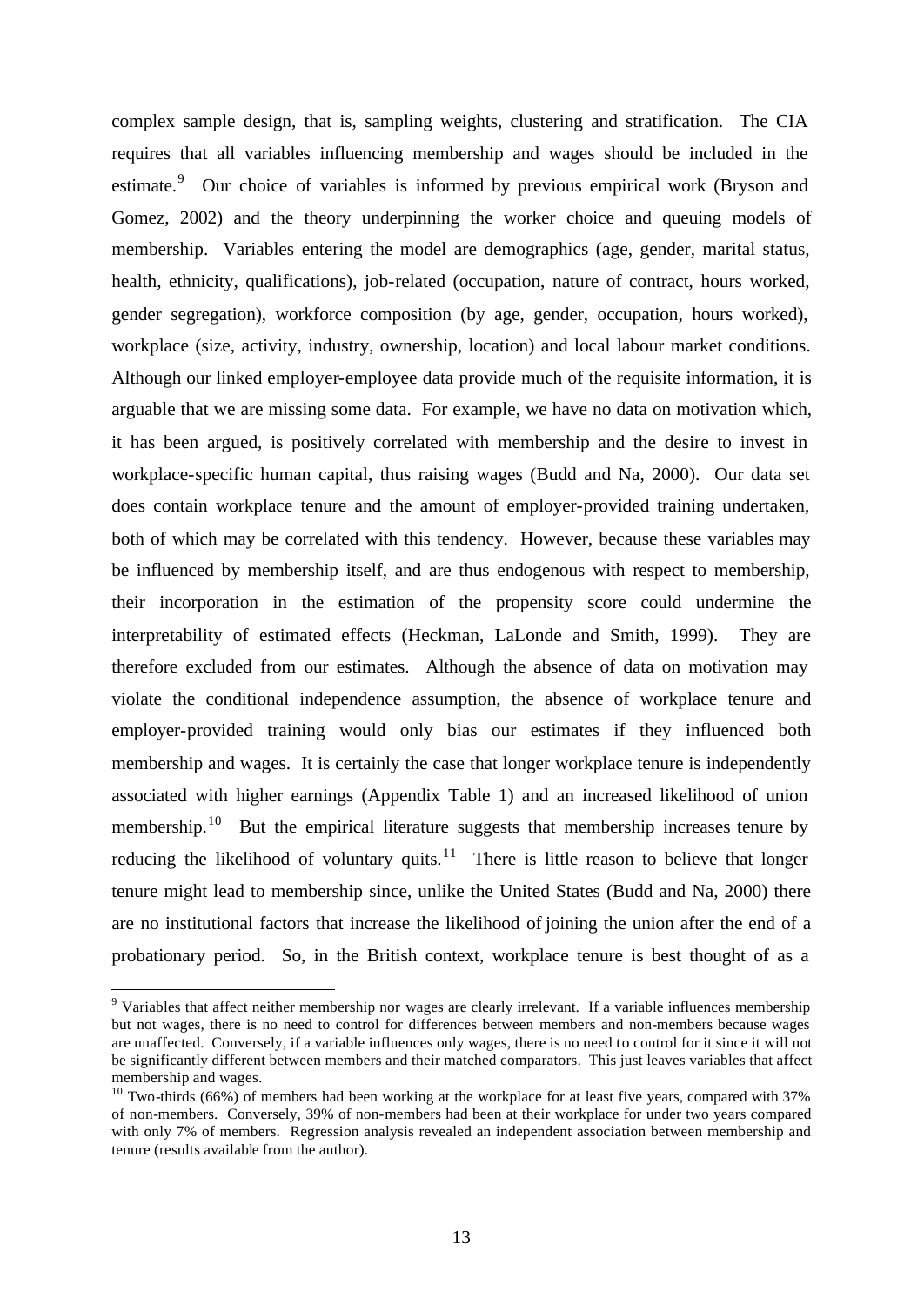complex sample design, that is, sampling weights, clustering and stratification. The CIA requires that all variables influencing membership and wages should be included in the estimate.[9] Our choice of variables is informed by previous empirical work (Bryson and Gomez, 2002) and the theory underpinning the worker choice and queuing models of membership. Variables entering the model are demographics (age, gender, marital status, health, ethnicity, qualifications), job-related (occupation, nature of contract, hours worked, gender segregation), workforce composition (by age, gender, occupation, hours worked), workplace (size, activity, industry, ownership, location) and local labour market conditions. Although our linked employer-employee data provide much of the requisite information, it is arguable that we are missing some data. For example, we have no data on motivation which, it has been argued, is positively correlated with membership and the desire to invest in workplace-specific human capital, thus raising wages (Budd and Na, 2000). Our data set does contain workplace tenure and the amount of employer-provided training undertaken, both of which may be correlated with this tendency. However, because these variables may be influenced by membership itself, and are thus endogenous with respect to membership, their incorporation in the estimation of the propensity score could undermine the interpretability of estimated effects (Heckman, LaLonde and Smith, 1999). They are therefore excluded from our estimates. Although the absence of data on motivation may violate the conditional independence assumption, the absence of workplace tenure and employer-provided training would only bias our estimates if they influenced both membership and wages. It is certainly the case that longer workplace tenure is independently associated with higher earnings (Appendix Table 1) and an increased likelihood of union membership.[10] But the empirical literature suggests that membership increases tenure by reducing the likelihood of voluntary quits.[11] There is little reason to believe that longer tenure might lead to membership since, unlike the United States (Budd and Na, 2000) there are no institutional factors that increase the likelihood of joining the union after the end of a probationary period. So, in the British context, workplace tenure is best thought of as a

---

[9] Variables that affect neither membership nor wages are clearly irrelevant. If a variable influences membership but not wages, there is no need to control for differences between members and non-members because wages are unaffected. Conversely, if a variable influences only wages, there is no need to control for it since it will not be significantly different between members and their matched comparators. This just leaves variables that affect membership and wages.

[10] Two-thirds (66%) of members had been working at the workplace for at least five years, compared with 37% of non-members. Conversely, 39% of non-members had been at their workplace for under two years compared with only 7% of members. Regression analysis revealed an independent association between membership and tenure (results available from the author).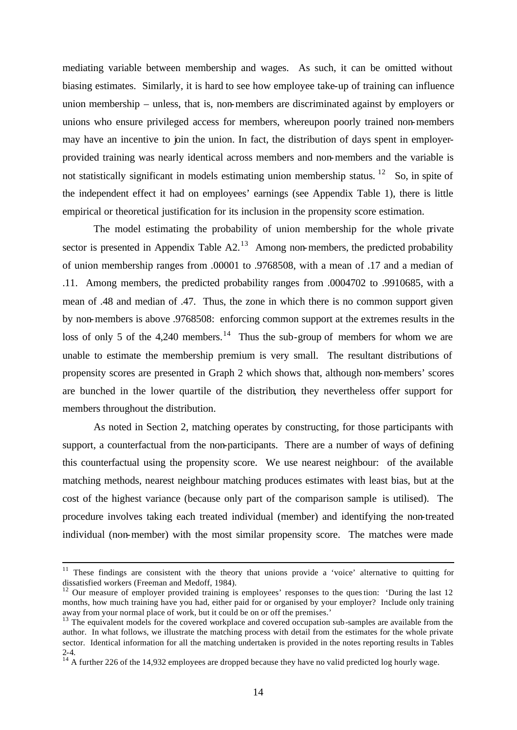mediating variable between membership and wages. As such, it can be omitted without biasing estimates. Similarly, it is hard to see how employee take-up of training can influence union membership – unless, that is, non-members are discriminated against by employers or unions who ensure privileged access for members, whereupon poorly trained non-members may have an incentive to join the union. In fact, the distribution of days spent in employer-provided training was nearly identical across members and non-members and the variable is not statistically significant in models estimating union membership status.[12] So, in spite of the independent effect it had on employees' earnings (see Appendix Table 1), there is little empirical or theoretical justification for its inclusion in the propensity score estimation.

The model estimating the probability of union membership for the whole private sector is presented in Appendix Table A2.[13] Among non-members, the predicted probability of union membership ranges from .00001 to .9768508, with a mean of .17 and a median of .11. Among members, the predicted probability ranges from .0004702 to .9910685, with a mean of .48 and median of .47. Thus, the zone in which there is no common support given by non-members is above .9768508: enforcing common support at the extremes results in the loss of only 5 of the 4,240 members.[14] Thus the sub-group of members for whom we are unable to estimate the membership premium is very small. The resultant distributions of propensity scores are presented in Graph 2 which shows that, although non-members' scores are bunched in the lower quartile of the distribution, they nevertheless offer support for members throughout the distribution.

As noted in Section 2, matching operates by constructing, for those participants with support, a counterfactual from the non-participants. There are a number of ways of defining this counterfactual using the propensity score. We use nearest neighbour: of the available matching methods, nearest neighbour matching produces estimates with least bias, but at the cost of the highest variance (because only part of the comparison sample is utilised). The procedure involves taking each treated individual (member) and identifying the non-treated individual (non-member) with the most similar propensity score. The matches were made

---

[11] These findings are consistent with the theory that unions provide a 'voice' alternative to quitting for dissatisfied workers (Freeman and Medoff, 1984).

[12] Our measure of employer provided training is employees' responses to the question: 'During the last 12 months, how much training have you had, either paid for or organised by your employer? Include only training away from your normal place of work, but it could be on or off the premises.'

[13] The equivalent models for the covered workplace and covered occupation sub-samples are available from the author. In what follows, we illustrate the matching process with detail from the estimates for the whole private sector. Identical information for all the matching undertaken is provided in the notes reporting results in Tables 2-4.

[14] A further 226 of the 14,932 employees are dropped because they have no valid predicted log hourly wage.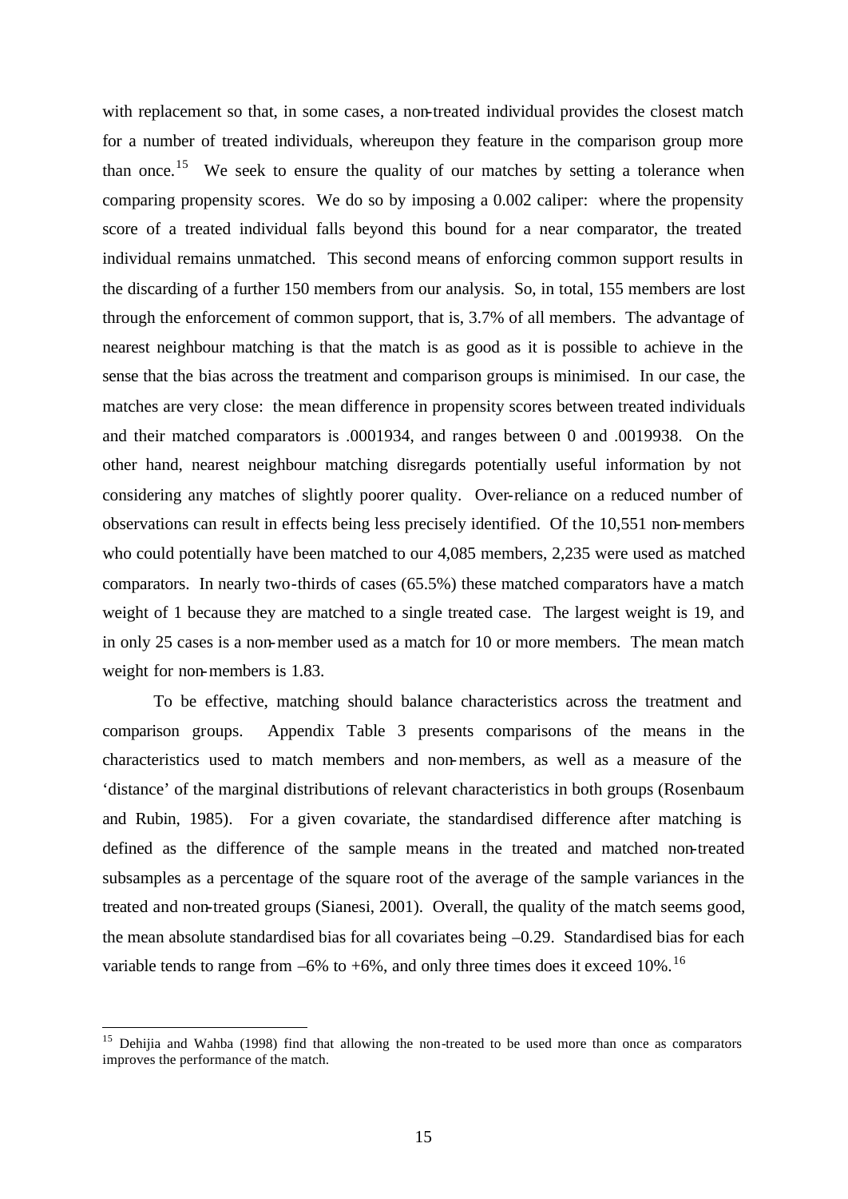with replacement so that, in some cases, a non-treated individual provides the closest match for a number of treated individuals, whereupon they feature in the comparison group more than once.[15] We seek to ensure the quality of our matches by setting a tolerance when comparing propensity scores. We do so by imposing a 0.002 caliper: where the propensity score of a treated individual falls beyond this bound for a near comparator, the treated individual remains unmatched. This second means of enforcing common support results in the discarding of a further 150 members from our analysis. So, in total, 155 members are lost through the enforcement of common support, that is, 3.7% of all members. The advantage of nearest neighbour matching is that the match is as good as it is possible to achieve in the sense that the bias across the treatment and comparison groups is minimised. In our case, the matches are very close: the mean difference in propensity scores between treated individuals and their matched comparators is .0001934, and ranges between 0 and .0019938. On the other hand, nearest neighbour matching disregards potentially useful information by not considering any matches of slightly poorer quality. Over-reliance on a reduced number of observations can result in effects being less precisely identified. Of the 10,551 non-members who could potentially have been matched to our 4,085 members, 2,235 were used as matched comparators. In nearly two-thirds of cases (65.5%) these matched comparators have a match weight of 1 because they are matched to a single treated case. The largest weight is 19, and in only 25 cases is a non-member used as a match for 10 or more members. The mean match weight for non-members is 1.83.

To be effective, matching should balance characteristics across the treatment and comparison groups. Appendix Table 3 presents comparisons of the means in the characteristics used to match members and non-members, as well as a measure of the 'distance' of the marginal distributions of relevant characteristics in both groups (Rosenbaum and Rubin, 1985). For a given covariate, the standardised difference after matching is defined as the difference of the sample means in the treated and matched non-treated subsamples as a percentage of the square root of the average of the sample variances in the treated and non-treated groups (Sianesi, 2001). Overall, the quality of the match seems good, the mean absolute standardised bias for all covariates being –0.29. Standardised bias for each variable tends to range from –6% to +6%, and only three times does it exceed 10%.[16]

[15] Dehijia and Wahba (1998) find that allowing the non-treated to be used more than once as comparators improves the performance of the match.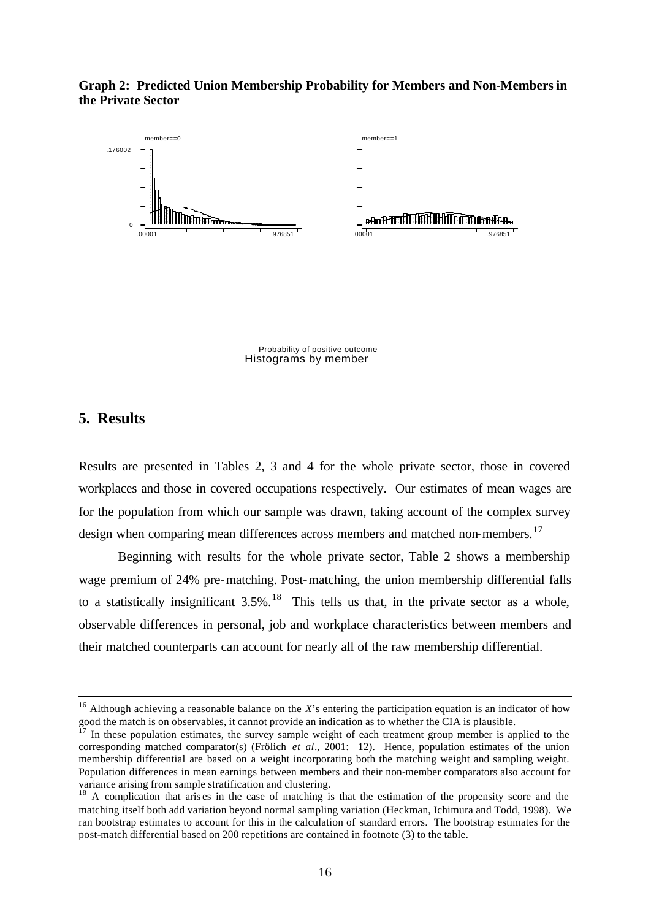**Graph 2: Predicted Union Membership Probability for Members and Non-Members in the Private Sector**

member==0 member==1

.176002

0

.00001 .976851 .00001 .976851

Probability of positive outcome
Histograms by member

## 5. Results

Results are presented in Tables 2, 3 and 4 for the whole private sector, those in covered workplaces and those in covered occupations respectively. Our estimates of mean wages are for the population from which our sample was drawn, taking account of the complex survey design when comparing mean differences across members and matched non-members.[17]

Beginning with results for the whole private sector, Table 2 shows a membership wage premium of 24% pre-matching. Post-matching, the union membership differential falls to a statistically insignificant 3.5%.[18] This tells us that, in the private sector as a whole, observable differences in personal, job and workplace characteristics between members and their matched counterparts can account for nearly all of the raw membership differential.

---

[16] Although achieving a reasonable balance on the *X*'s entering the participation equation is an indicator of how good the match is on observables, it cannot provide an indication as to whether the CIA is plausible.

[17] In these population estimates, the survey sample weight of each treatment group member is applied to the corresponding matched comparator(s) (Frölich *et al*., 2001: 12). Hence, population estimates of the union membership differential are based on a weight incorporating both the matching weight and sampling weight. Population differences in mean earnings between members and their non-member comparators also account for variance arising from sample stratification and clustering.

[18] A complication that arises in the case of matching is that the estimation of the propensity score and the matching itself both add variation beyond normal sampling variation (Heckman, Ichimura and Todd, 1998). We ran bootstrap estimates to account for this in the calculation of standard errors. The bootstrap estimates for the post-match differential based on 200 repetitions are contained in footnote (3) to the table.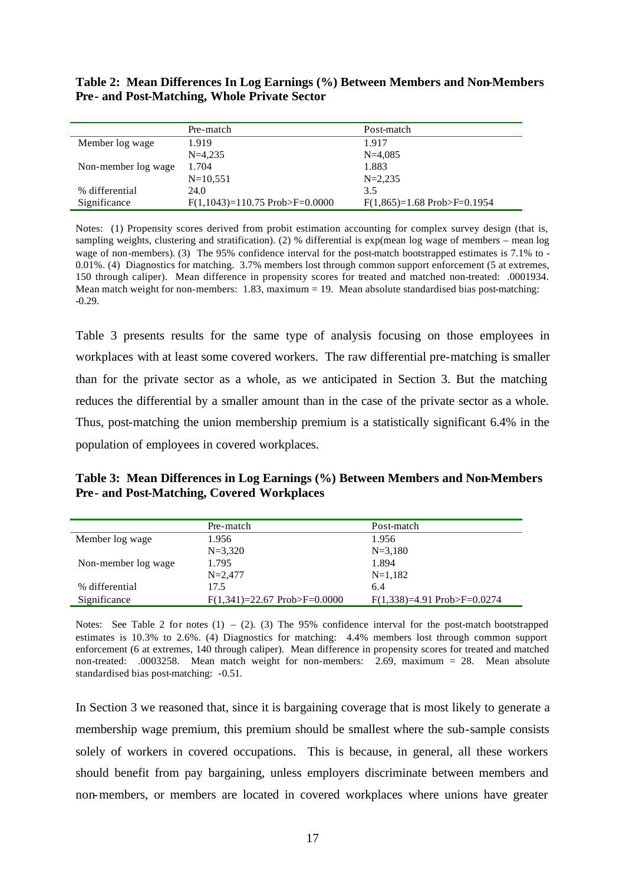**Table 2: Mean Differences In Log Earnings (%) Between Members and Non-Members Pre- and Post-Matching, Whole Private Sector**

| | Pre-match | Post-match |
|---|---|---|
| Member log wage | 1.919 | 1.917 |
| | N=4,235 | N=4,085 |
| Non-member log wage | 1.704 | 1.883 |
| | N=10,551 | N=2,235 |
| % differential | 24.0 | 3.5 |
| Significance | F(1,1043)=110.75 Prob>F=0.0000 | F(1,865)=1.68 Prob>F=0.1954 |

Notes: (1) Propensity scores derived from probit estimation accounting for complex survey design (that is, sampling weights, clustering and stratification). (2) % differential is exp(mean log wage of members – mean log wage of non-members). (3) The 95% confidence interval for the post-match bootstrapped estimates is 7.1% to -0.01%. (4) Diagnostics for matching. 3.7% members lost through common support enforcement (5 at extremes, 150 through caliper). Mean difference in propensity scores for treated and matched non-treated: .0001934. Mean match weight for non-members: 1.83, maximum = 19. Mean absolute standardised bias post-matching: -0.29.

Table 3 presents results for the same type of analysis focusing on those employees in workplaces with at least some covered workers. The raw differential pre-matching is smaller than for the private sector as a whole, as we anticipated in Section 3. But the matching reduces the differential by a smaller amount than in the case of the private sector as a whole. Thus, post-matching the union membership premium is a statistically significant 6.4% in the population of employees in covered workplaces.

**Table 3: Mean Differences in Log Earnings (%) Between Members and Non-Members Pre- and Post-Matching, Covered Workplaces**

| | Pre-match | Post-match |
|---|---|---|
| Member log wage | 1.956 | 1.956 |
| | N=3,320 | N=3,180 |
| Non-member log wage | 1.795 | 1.894 |
| | N=2,477 | N=1,182 |
| % differential | 17.5 | 6.4 |
| Significance | F(1,341)=22.67 Prob>F=0.0000 | F(1,338)=4.91 Prob>F=0.0274 |

Notes: See Table 2 for notes (1) – (2). (3) The 95% confidence interval for the post-match bootstrapped estimates is 10.3% to 2.6%. (4) Diagnostics for matching: 4.4% members lost through common support enforcement (6 at extremes, 140 through caliper). Mean difference in propensity scores for treated and matched non-treated: .0003258. Mean match weight for non-members: 2.69, maximum = 28. Mean absolute standardised bias post-matching: -0.51.

In Section 3 we reasoned that, since it is bargaining coverage that is most likely to generate a membership wage premium, this premium should be smallest where the sub-sample consists solely of workers in covered occupations. This is because, in general, all these workers should benefit from pay bargaining, unless employers discriminate between members and non-members, or members are located in covered workplaces where unions have greater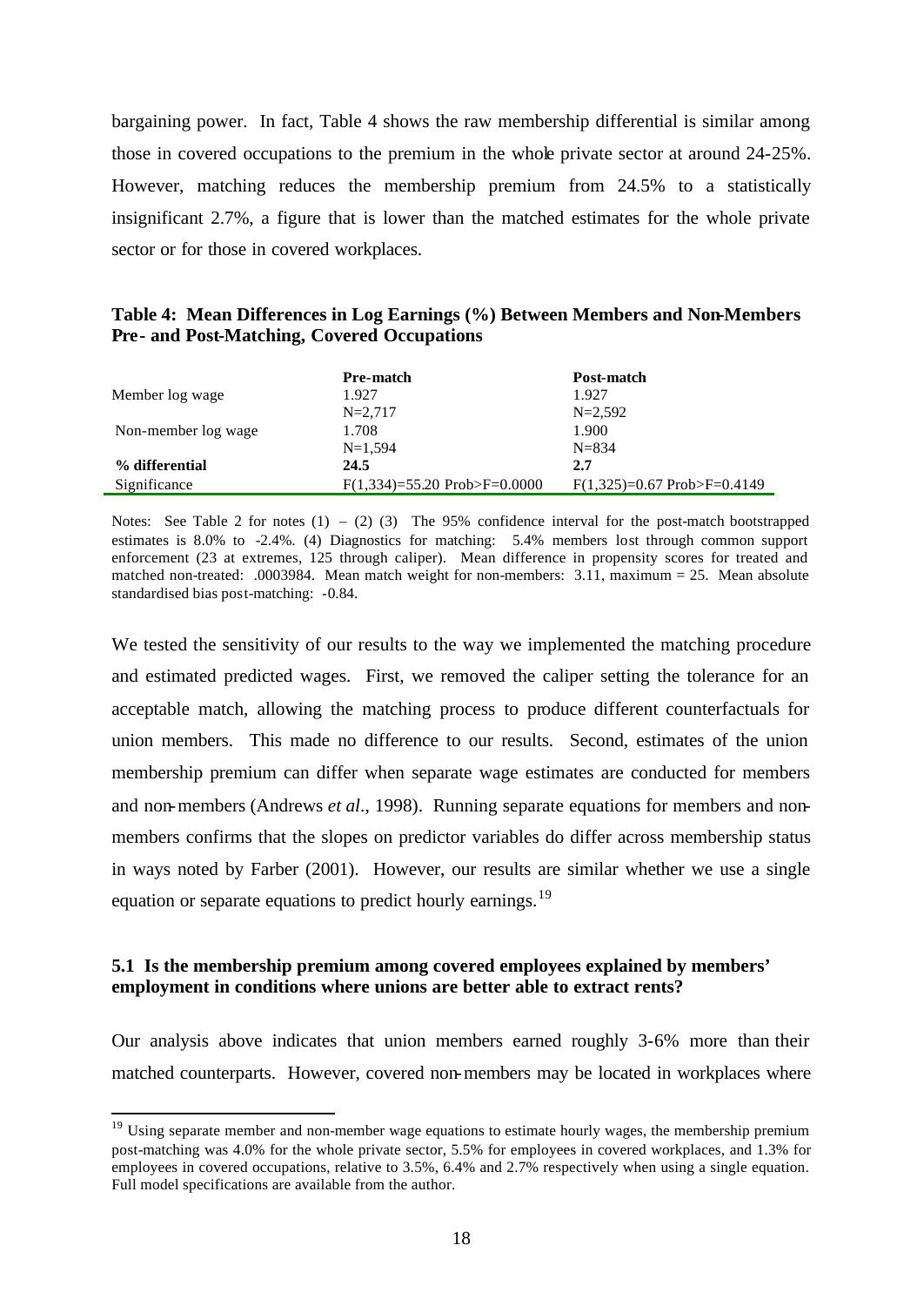bargaining power. In fact, Table 4 shows the raw membership differential is similar among those in covered occupations to the premium in the whole private sector at around 24-25%. However, matching reduces the membership premium from 24.5% to a statistically insignificant 2.7%, a figure that is lower than the matched estimates for the whole private sector or for those in covered workplaces.

**Table 4: Mean Differences in Log Earnings (%) Between Members and Non-Members Pre- and Post-Matching, Covered Occupations**

| | **Pre-match** | **Post-match** |
|---|---|---|
| Member log wage | 1.927 | 1.927 |
| | N=2,717 | N=2,592 |
| Non-member log wage | 1.708 | 1.900 |
| | N=1,594 | N=834 |
| **% differential** | **24.5** | **2.7** |
| Significance | F(1,334)=55.20 Prob>F=0.0000 | F(1,325)=0.67 Prob>F=0.4149 |

Notes: See Table 2 for notes (1) – (2) (3) The 95% confidence interval for the post-match bootstrapped estimates is 8.0% to -2.4%. (4) Diagnostics for matching: 5.4% members lost through common support enforcement (23 at extremes, 125 through caliper). Mean difference in propensity scores for treated and matched non-treated: .0003984. Mean match weight for non-members: 3.11, maximum = 25. Mean absolute standardised bias post-matching: -0.84.

We tested the sensitivity of our results to the way we implemented the matching procedure and estimated predicted wages. First, we removed the caliper setting the tolerance for an acceptable match, allowing the matching process to produce different counterfactuals for union members. This made no difference to our results. Second, estimates of the union membership premium can differ when separate wage estimates are conducted for members and non-members (Andrews *et al*., 1998). Running separate equations for members and non-members confirms that the slopes on predictor variables do differ across membership status in ways noted by Farber (2001). However, our results are similar whether we use a single equation or separate equations to predict hourly earnings.[19]

### 5.1 Is the membership premium among covered employees explained by members' employment in conditions where unions are better able to extract rents?

Our analysis above indicates that union members earned roughly 3-6% more than their matched counterparts. However, covered non-members may be located in workplaces where

[19] Using separate member and non-member wage equations to estimate hourly wages, the membership premium post-matching was 4.0% for the whole private sector, 5.5% for employees in covered workplaces, and 1.3% for employees in covered occupations, relative to 3.5%, 6.4% and 2.7% respectively when using a single equation. Full model specifications are available from the author.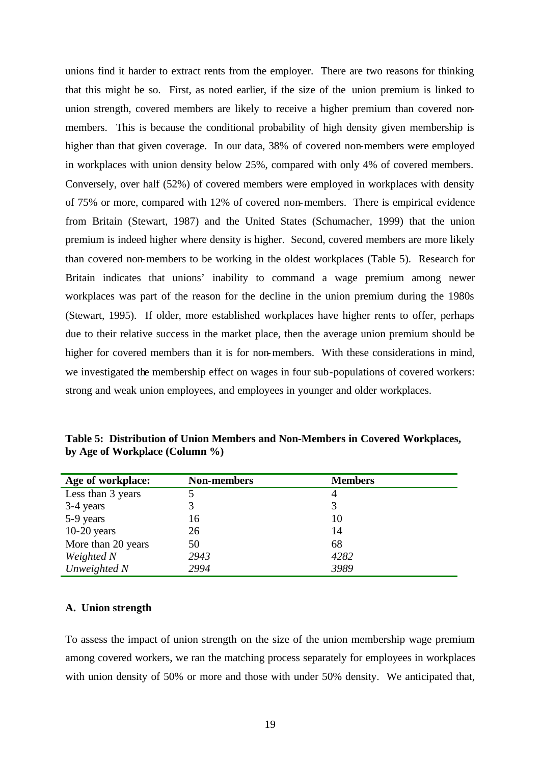unions find it harder to extract rents from the employer. There are two reasons for thinking that this might be so. First, as noted earlier, if the size of the union premium is linked to union strength, covered members are likely to receive a higher premium than covered non-members. This is because the conditional probability of high density given membership is higher than that given coverage. In our data, 38% of covered non-members were employed in workplaces with union density below 25%, compared with only 4% of covered members. Conversely, over half (52%) of covered members were employed in workplaces with density of 75% or more, compared with 12% of covered non-members. There is empirical evidence from Britain (Stewart, 1987) and the United States (Schumacher, 1999) that the union premium is indeed higher where density is higher. Second, covered members are more likely than covered non-members to be working in the oldest workplaces (Table 5). Research for Britain indicates that unions' inability to command a wage premium among newer workplaces was part of the reason for the decline in the union premium during the 1980s (Stewart, 1995). If older, more established workplaces have higher rents to offer, perhaps due to their relative success in the market place, then the average union premium should be higher for covered members than it is for non-members. With these considerations in mind, we investigated the membership effect on wages in four sub-populations of covered workers: strong and weak union employees, and employees in younger and older workplaces.

**Table 5: Distribution of Union Members and Non-Members in Covered Workplaces, by Age of Workplace (Column %)**

| Age of workplace: | Non-members | Members |
|---|---|---|
| Less than 3 years | 5 | 4 |
| 3-4 years | 3 | 3 |
| 5-9 years | 16 | 10 |
| 10-20 years | 26 | 14 |
| More than 20 years | 50 | 68 |
| *Weighted N* | *2943* | *4282* |
| *Unweighted N* | *2994* | *3989* |

### A. Union strength

To assess the impact of union strength on the size of the union membership wage premium among covered workers, we ran the matching process separately for employees in workplaces with union density of 50% or more and those with under 50% density. We anticipated that,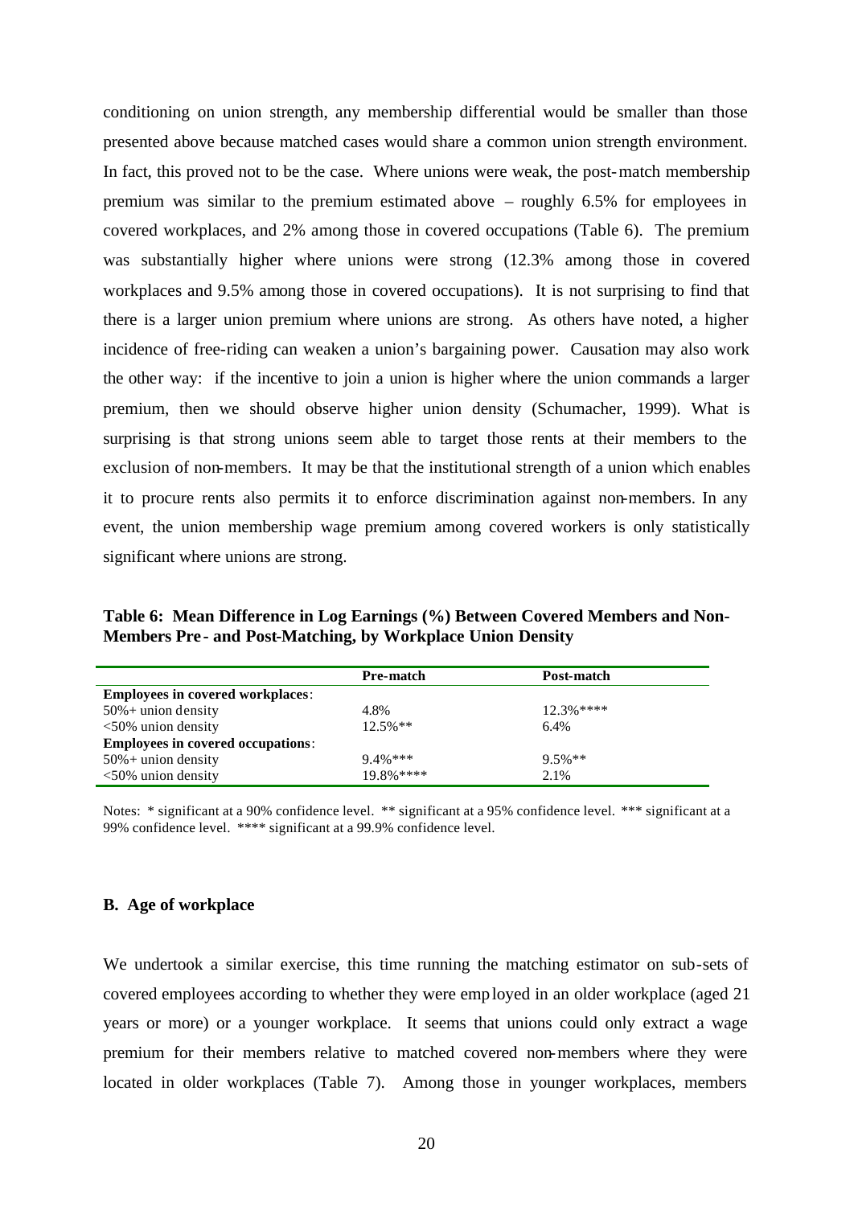conditioning on union strength, any membership differential would be smaller than those presented above because matched cases would share a common union strength environment. In fact, this proved not to be the case. Where unions were weak, the post-match membership premium was similar to the premium estimated above – roughly 6.5% for employees in covered workplaces, and 2% among those in covered occupations (Table 6). The premium was substantially higher where unions were strong (12.3% among those in covered workplaces and 9.5% among those in covered occupations). It is not surprising to find that there is a larger union premium where unions are strong. As others have noted, a higher incidence of free-riding can weaken a union's bargaining power. Causation may also work the other way: if the incentive to join a union is higher where the union commands a larger premium, then we should observe higher union density (Schumacher, 1999). What is surprising is that strong unions seem able to target those rents at their members to the exclusion of non-members. It may be that the institutional strength of a union which enables it to procure rents also permits it to enforce discrimination against non-members. In any event, the union membership wage premium among covered workers is only statistically significant where unions are strong.

**Table 6: Mean Difference in Log Earnings (%) Between Covered Members and Non-Members Pre- and Post-Matching, by Workplace Union Density**

| | Pre-match | Post-match |
|---|---|---|
| **Employees in covered workplaces**: | | |
| 50%+ union density | 4.8% | 12.3%**** |
| <50% union density | 12.5%** | 6.4% |
| **Employees in covered occupations**: | | |
| 50%+ union density | 9.4%*** | 9.5%** |
| <50% union density | 19.8%**** | 2.1% |

Notes: * significant at a 90% confidence level. ** significant at a 95% confidence level. *** significant at a 99% confidence level. **** significant at a 99.9% confidence level.

### B. Age of workplace

We undertook a similar exercise, this time running the matching estimator on sub-sets of covered employees according to whether they were employed in an older workplace (aged 21 years or more) or a younger workplace. It seems that unions could only extract a wage premium for their members relative to matched covered non-members where they were located in older workplaces (Table 7). Among those in younger workplaces, members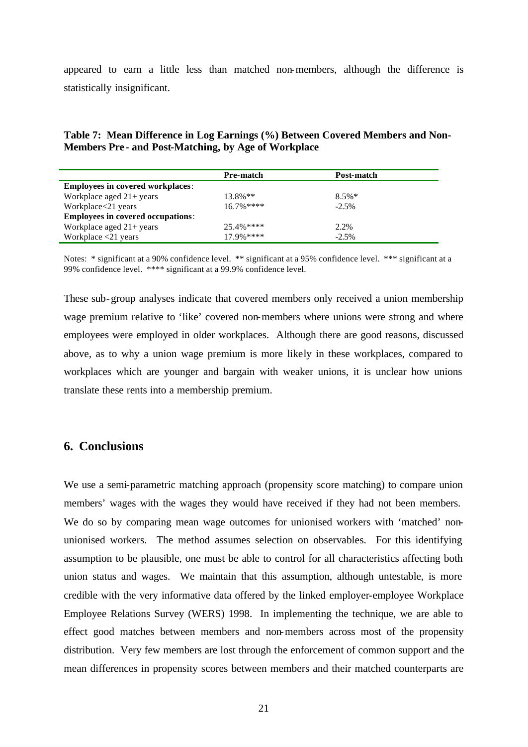appeared to earn a little less than matched non-members, although the difference is statistically insignificant.

**Table 7: Mean Difference in Log Earnings (%) Between Covered Members and Non-Members Pre - and Post-Matching, by Age of Workplace**

| | Pre-match | Post-match |
|---|---|---|
| **Employees in covered workplaces**: | | |
| Workplace aged 21+ years | 13.8%** | 8.5%* |
| Workplace<21 years | 16.7%**** | -2.5% |
| **Employees in covered occupations**: | | |
| Workplace aged 21+ years | 25.4%**** | 2.2% |
| Workplace <21 years | 17.9%**** | -2.5% |

Notes: * significant at a 90% confidence level. ** significant at a 95% confidence level. *** significant at a 99% confidence level. **** significant at a 99.9% confidence level.

These sub-group analyses indicate that covered members only received a union membership wage premium relative to 'like' covered non-members where unions were strong and where employees were employed in older workplaces. Although there are good reasons, discussed above, as to why a union wage premium is more likely in these workplaces, compared to workplaces which are younger and bargain with weaker unions, it is unclear how unions translate these rents into a membership premium.

## 6. Conclusions

We use a semi-parametric matching approach (propensity score matching) to compare union members' wages with the wages they would have received if they had not been members. We do so by comparing mean wage outcomes for unionised workers with 'matched' non-unionised workers. The method assumes selection on observables. For this identifying assumption to be plausible, one must be able to control for all characteristics affecting both union status and wages. We maintain that this assumption, although untestable, is more credible with the very informative data offered by the linked employer-employee Workplace Employee Relations Survey (WERS) 1998. In implementing the technique, we are able to effect good matches between members and non-members across most of the propensity distribution. Very few members are lost through the enforcement of common support and the mean differences in propensity scores between members and their matched counterparts are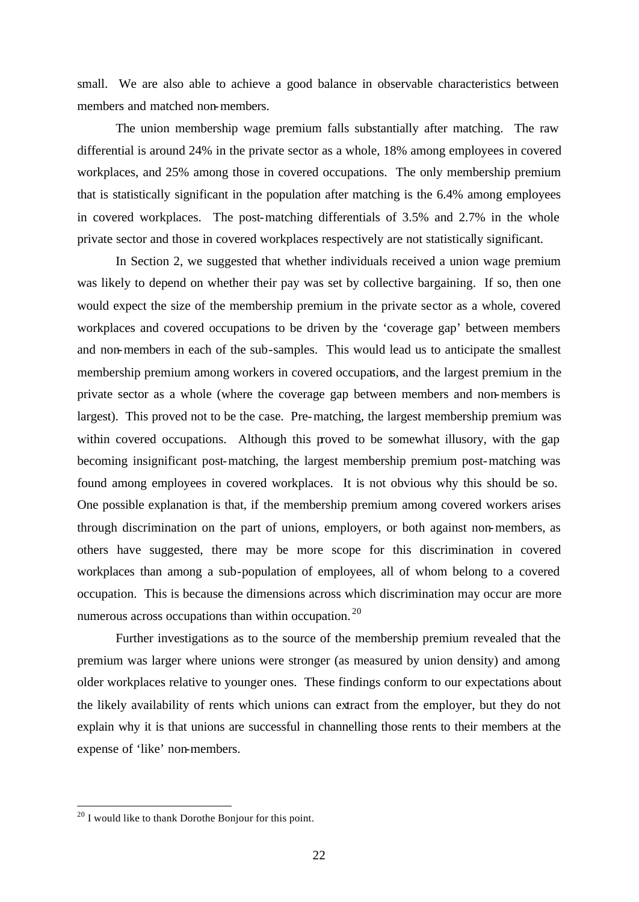small. We are also able to achieve a good balance in observable characteristics between members and matched non-members.

The union membership wage premium falls substantially after matching. The raw differential is around 24% in the private sector as a whole, 18% among employees in covered workplaces, and 25% among those in covered occupations. The only membership premium that is statistically significant in the population after matching is the 6.4% among employees in covered workplaces. The post-matching differentials of 3.5% and 2.7% in the whole private sector and those in covered workplaces respectively are not statistically significant.

In Section 2, we suggested that whether individuals received a union wage premium was likely to depend on whether their pay was set by collective bargaining. If so, then one would expect the size of the membership premium in the private sector as a whole, covered workplaces and covered occupations to be driven by the 'coverage gap' between members and non-members in each of the sub-samples. This would lead us to anticipate the smallest membership premium among workers in covered occupations, and the largest premium in the private sector as a whole (where the coverage gap between members and non-members is largest). This proved not to be the case. Pre-matching, the largest membership premium was within covered occupations. Although this proved to be somewhat illusory, with the gap becoming insignificant post-matching, the largest membership premium post-matching was found among employees in covered workplaces. It is not obvious why this should be so. One possible explanation is that, if the membership premium among covered workers arises through discrimination on the part of unions, employers, or both against non-members, as others have suggested, there may be more scope for this discrimination in covered workplaces than among a sub-population of employees, all of whom belong to a covered occupation. This is because the dimensions across which discrimination may occur are more numerous across occupations than within occupation.[20]

Further investigations as to the source of the membership premium revealed that the premium was larger where unions were stronger (as measured by union density) and among older workplaces relative to younger ones. These findings conform to our expectations about the likely availability of rents which unions can extract from the employer, but they do not explain why it is that unions are successful in channelling those rents to their members at the expense of 'like' non-members.

[20] I would like to thank Dorothe Bonjour for this point.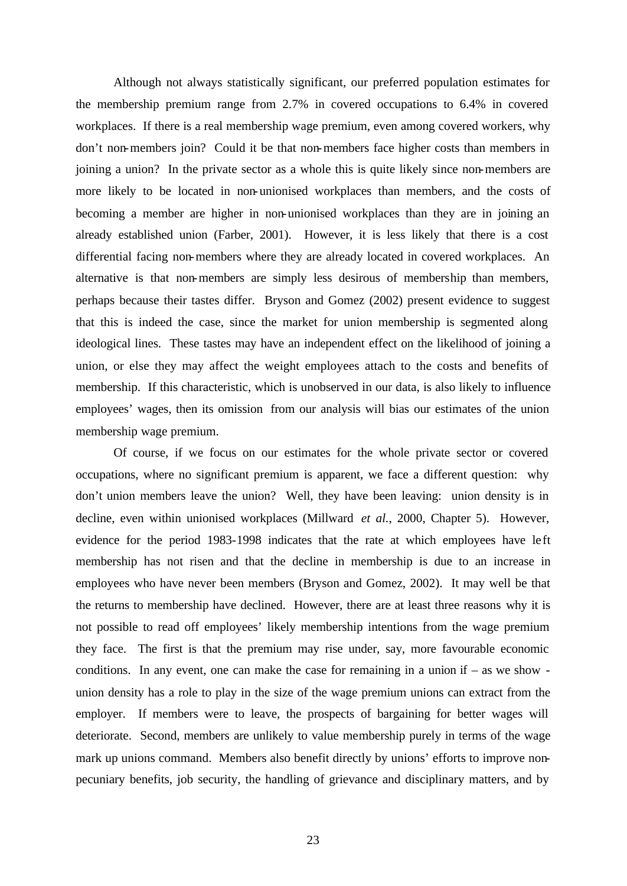Although not always statistically significant, our preferred population estimates for the membership premium range from 2.7% in covered occupations to 6.4% in covered workplaces. If there is a real membership wage premium, even among covered workers, why don't non-members join? Could it be that non-members face higher costs than members in joining a union? In the private sector as a whole this is quite likely since non-members are more likely to be located in non-unionised workplaces than members, and the costs of becoming a member are higher in non-unionised workplaces than they are in joining an already established union (Farber, 2001). However, it is less likely that there is a cost differential facing non-members where they are already located in covered workplaces. An alternative is that non-members are simply less desirous of membership than members, perhaps because their tastes differ. Bryson and Gomez (2002) present evidence to suggest that this is indeed the case, since the market for union membership is segmented along ideological lines. These tastes may have an independent effect on the likelihood of joining a union, or else they may affect the weight employees attach to the costs and benefits of membership. If this characteristic, which is unobserved in our data, is also likely to influence employees' wages, then its omission from our analysis will bias our estimates of the union membership wage premium.

Of course, if we focus on our estimates for the whole private sector or covered occupations, where no significant premium is apparent, we face a different question: why don't union members leave the union? Well, they have been leaving: union density is in decline, even within unionised workplaces (Millward *et al.*, 2000, Chapter 5). However, evidence for the period 1983-1998 indicates that the rate at which employees have left membership has not risen and that the decline in membership is due to an increase in employees who have never been members (Bryson and Gomez, 2002). It may well be that the returns to membership have declined. However, there are at least three reasons why it is not possible to read off employees' likely membership intentions from the wage premium they face. The first is that the premium may rise under, say, more favourable economic conditions. In any event, one can make the case for remaining in a union if – as we show - union density has a role to play in the size of the wage premium unions can extract from the employer. If members were to leave, the prospects of bargaining for better wages will deteriorate. Second, members are unlikely to value membership purely in terms of the wage mark up unions command. Members also benefit directly by unions' efforts to improve non-pecuniary benefits, job security, the handling of grievance and disciplinary matters, and by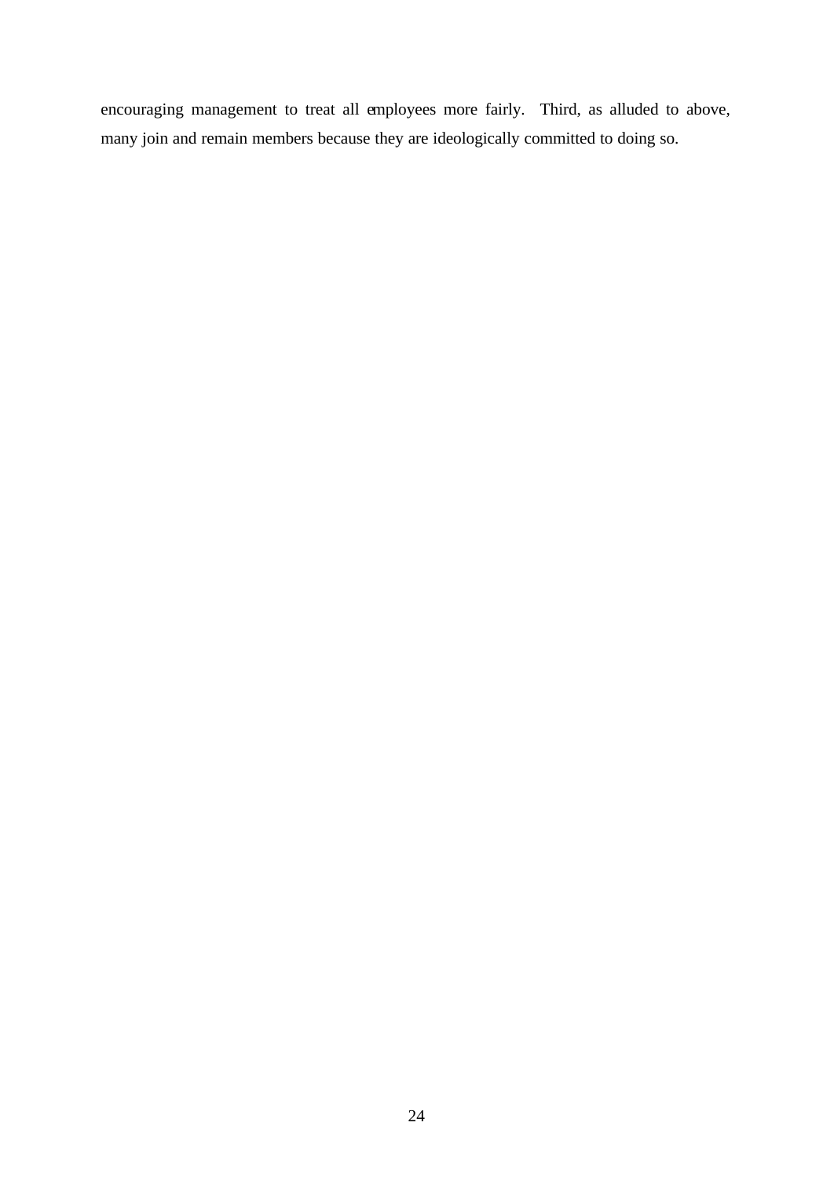encouraging management to treat all employees more fairly. Third, as alluded to above, many join and remain members because they are ideologically committed to doing so.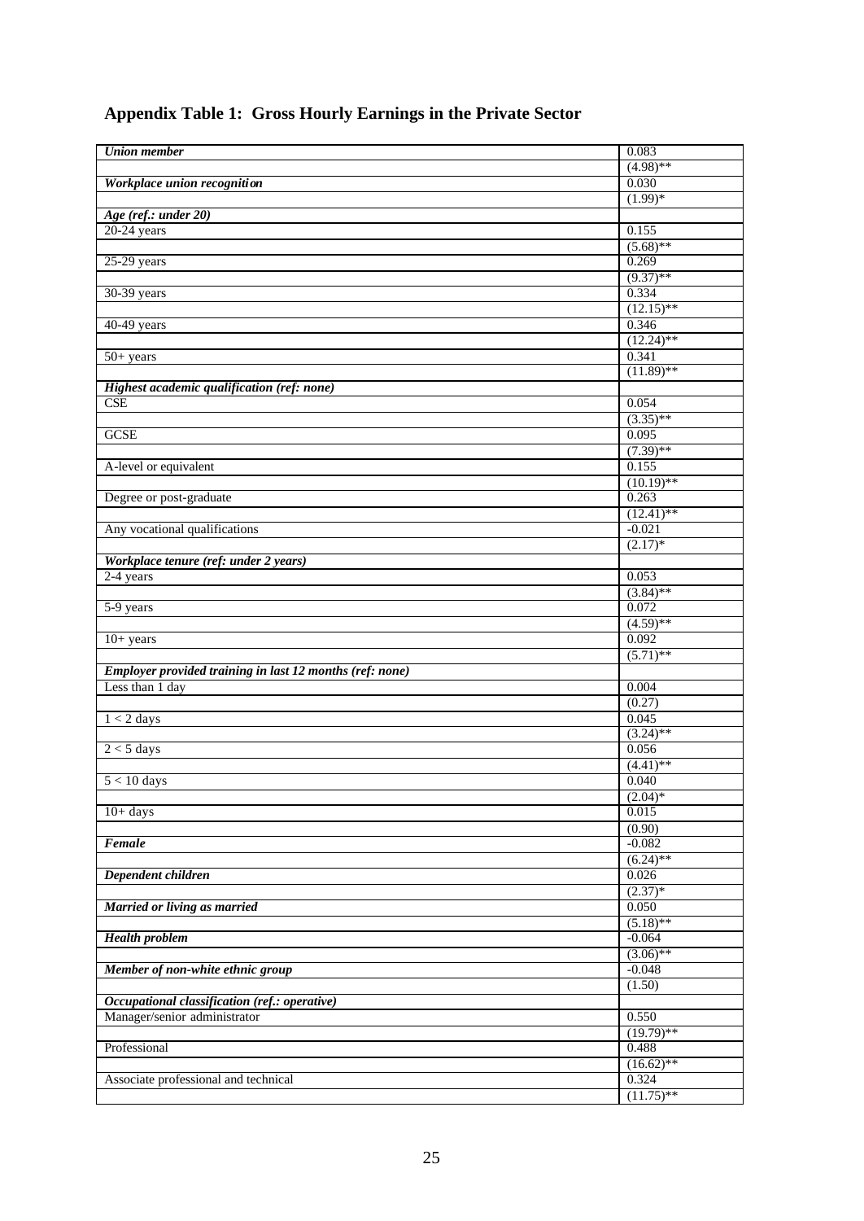## Appendix Table 1: Gross Hourly Earnings in the Private Sector

| | |
|---|---|
| ***Union member*** | 0.083 |
| | (4.98)** |
| ***Workplace union recognition*** | 0.030 |
| | (1.99)* |
| ***Age (ref.: under 20)*** | |
| 20-24 years | 0.155 |
| | (5.68)** |
| 25-29 years | 0.269 |
| | (9.37)** |
| 30-39 years | 0.334 |
| | (12.15)** |
| 40-49 years | 0.346 |
| | (12.24)** |
| 50+ years | 0.341 |
| | (11.89)** |
| ***Highest academic qualification (ref: none)*** | |
| CSE | 0.054 |
| | (3.35)** |
| GCSE | 0.095 |
| | (7.39)** |
| A-level or equivalent | 0.155 |
| | (10.19)** |
| Degree or post-graduate | 0.263 |
| | (12.41)** |
| Any vocational qualifications | -0.021 |
| | (2.17)* |
| ***Workplace tenure (ref: under 2 years)*** | |
| 2-4 years | 0.053 |
| | (3.84)** |
| 5-9 years | 0.072 |
| | (4.59)** |
| 10+ years | 0.092 |
| | (5.71)** |
| ***Employer provided training in last 12 months (ref: none)*** | |
| Less than 1 day | 0.004 |
| | (0.27) |
| 1 < 2 days | 0.045 |
| | (3.24)** |
| 2 < 5 days | 0.056 |
| | (4.41)** |
| 5 < 10 days | 0.040 |
| | (2.04)* |
| 10+ days | 0.015 |
| | (0.90) |
| ***Female*** | -0.082 |
| | (6.24)** |
| ***Dependent children*** | 0.026 |
| | (2.37)* |
| ***Married or living as married*** | 0.050 |
| | (5.18)** |
| ***Health problem*** | -0.064 |
| | (3.06)** |
| ***Member of non-white ethnic group*** | -0.048 |
| | (1.50) |
| ***Occupational classification (ref.: operative)*** | |
| Manager/senior administrator | 0.550 |
| | (19.79)** |
| Professional | 0.488 |
| | (16.62)** |
| Associate professional and technical | 0.324 |
| | (11.75)** |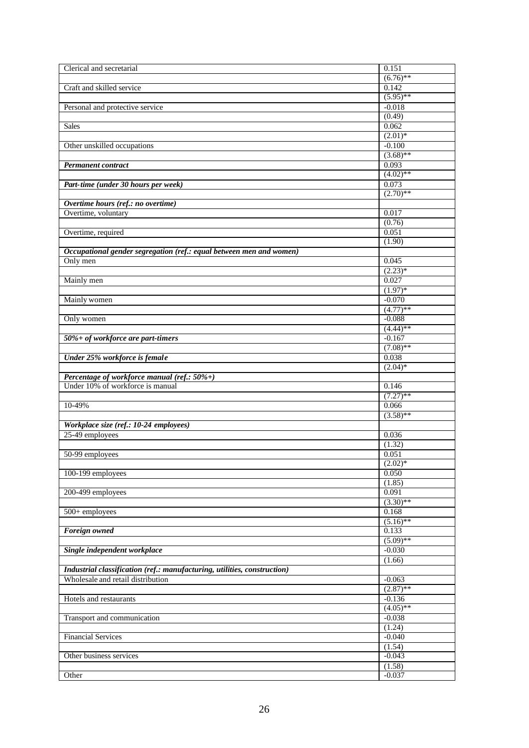| | |
|---|---|
| Clerical and secretarial | 0.151 |
| | (6.76)** |
| Craft and skilled service | 0.142 |
| | (5.95)** |
| Personal and protective service | -0.018 |
| | (0.49) |
| Sales | 0.062 |
| | (2.01)* |
| Other unskilled occupations | -0.100 |
| | (3.68)** |
| ***Permanent contract*** | 0.093 |
| | (4.02)** |
| ***Part-time (under 30 hours per week)*** | 0.073 |
| | (2.70)** |
| ***Overtime hours (ref.: no overtime)*** | |
| Overtime, voluntary | 0.017 |
| | (0.76) |
| Overtime, required | 0.051 |
| | (1.90) |
| ***Occupational gender segregation (ref.: equal between men and women)*** | |
| Only men | 0.045 |
| | (2.23)* |
| Mainly men | 0.027 |
| | (1.97)* |
| Mainly women | -0.070 |
| | (4.77)** |
| Only women | -0.088 |
| | (4.44)** |
| ***50%+ of workforce are part-timers*** | -0.167 |
| | (7.08)** |
| ***Under 25% workforce is female*** | 0.038 |
| | (2.04)* |
| ***Percentage of workforce manual (ref.: 50%+)*** | |
| Under 10% of workforce is manual | 0.146 |
| | (7.27)** |
| 10-49% | 0.066 |
| | (3.58)** |
| ***Workplace size (ref.: 10-24 employees)*** | |
| 25-49 employees | 0.036 |
| | (1.32) |
| 50-99 employees | 0.051 |
| | (2.02)* |
| 100-199 employees | 0.050 |
| | (1.85) |
| 200-499 employees | 0.091 |
| | (3.30)** |
| 500+ employees | 0.168 |
| | (5.16)** |
| ***Foreign owned*** | 0.133 |
| | (5.09)** |
| ***Single independent workplace*** | -0.030 |
| | (1.66) |
| ***Industrial classification (ref.: manufacturing, utilities, construction)*** | |
| Wholesale and retail distribution | -0.063 |
| | (2.87)** |
| Hotels and restaurants | -0.136 |
| | (4.05)** |
| Transport and communication | -0.038 |
| | (1.24) |
| Financial Services | -0.040 |
| | (1.54) |
| Other business services | -0.043 |
| | (1.58) |
| Other | -0.037 |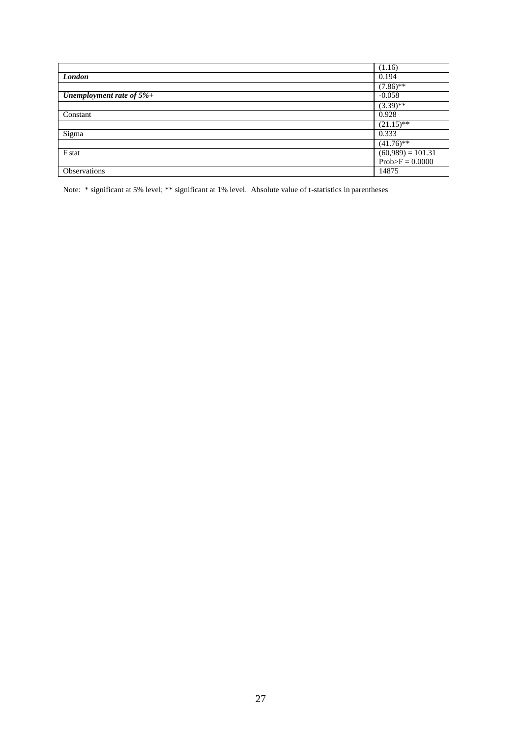| | |
|---|---|
| | (1.16) |
| ***London*** | 0.194 |
| | (7.86)** |
| ***Unemployment rate of 5%+*** | -0.058 |
| | (3.39)** |
| Constant | 0.928 |
| | (21.15)** |
| Sigma | 0.333 |
| | (41.76)** |
| F stat | (60,989) = 101.31<br>Prob>F = 0.0000 |
| Observations | 14875 |

Note: * significant at 5% level; ** significant at 1% level. Absolute value of t-statistics in parentheses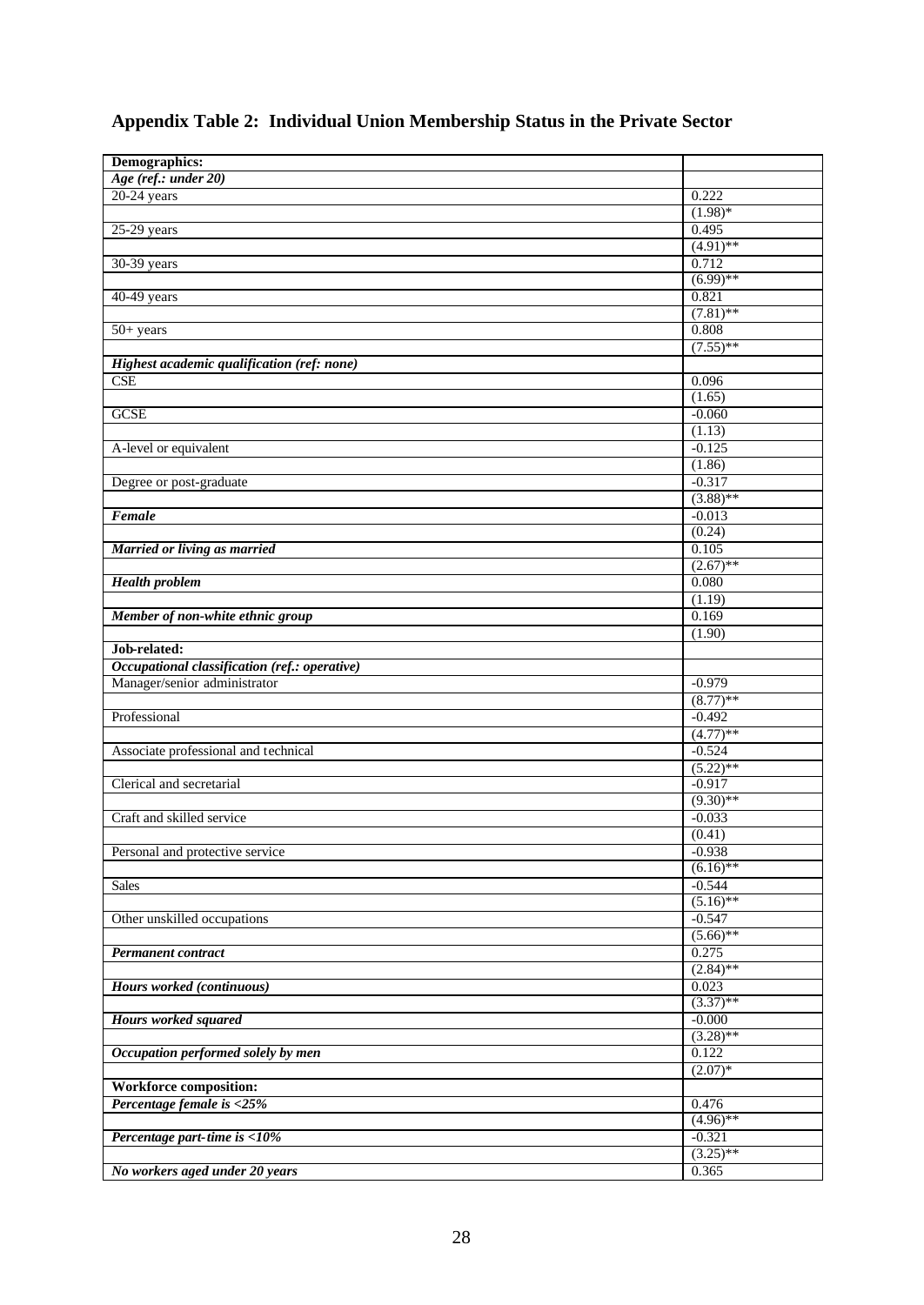## Appendix Table 2: Individual Union Membership Status in the Private Sector

| | |
|---|---|
| **Demographics:** | |
| ***Age (ref.: under 20)*** | |
| 20-24 years | 0.222 |
| | (1.98)* |
| 25-29 years | 0.495 |
| | (4.91)** |
| 30-39 years | 0.712 |
| | (6.99)** |
| 40-49 years | 0.821 |
| | (7.81)** |
| 50+ years | 0.808 |
| | (7.55)** |
| ***Highest academic qualification (ref: none)*** | |
| CSE | 0.096 |
| | (1.65) |
| GCSE | -0.060 |
| | (1.13) |
| A-level or equivalent | -0.125 |
| | (1.86) |
| Degree or post-graduate | -0.317 |
| | (3.88)** |
| ***Female*** | -0.013 |
| | (0.24) |
| ***Married or living as married*** | 0.105 |
| | (2.67)** |
| ***Health problem*** | 0.080 |
| | (1.19) |
| ***Member of non-white ethnic group*** | 0.169 |
| | (1.90) |
| **Job-related:** | |
| ***Occupational classification (ref.: operative)*** | |
| Manager/senior administrator | -0.979 |
| | (8.77)** |
| Professional | -0.492 |
| | (4.77)** |
| Associate professional and technical | -0.524 |
| | (5.22)** |
| Clerical and secretarial | -0.917 |
| | (9.30)** |
| Craft and skilled service | -0.033 |
| | (0.41) |
| Personal and protective service | -0.938 |
| | (6.16)** |
| Sales | -0.544 |
| | (5.16)** |
| Other unskilled occupations | -0.547 |
| | (5.66)** |
| ***Permanent contract*** | 0.275 |
| | (2.84)** |
| ***Hours worked (continuous)*** | 0.023 |
| | (3.37)** |
| ***Hours worked squared*** | -0.000 |
| | (3.28)** |
| ***Occupation performed solely by men*** | 0.122 |
| | (2.07)* |
| **Workforce composition:** | |
| ***Percentage female is <25%*** | 0.476 |
| | (4.96)** |
| ***Percentage part-time is <10%*** | -0.321 |
| | (3.25)** |
| ***No workers aged under 20 years*** | 0.365 |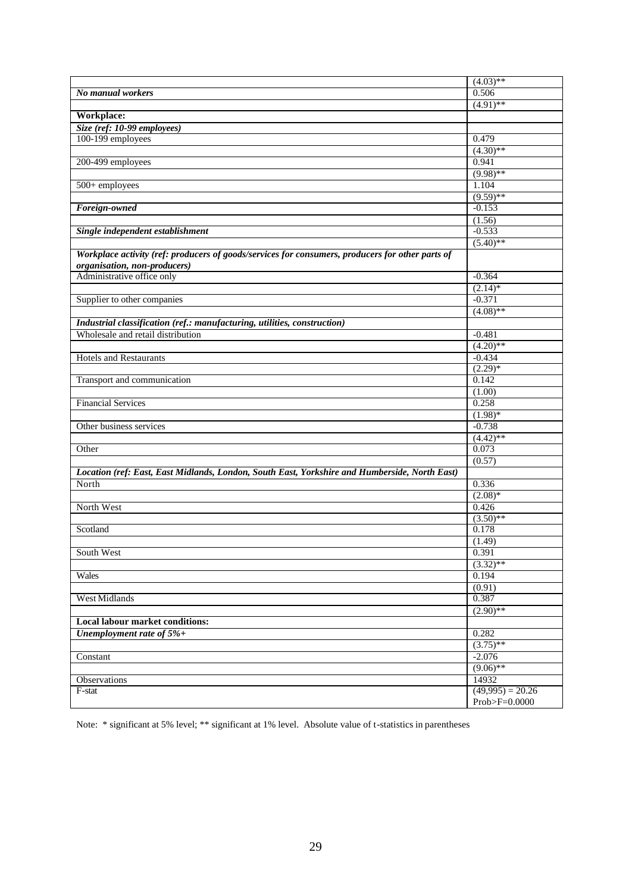| | |
|---|---|
| | (4.03)** |
| ***No manual workers*** | 0.506 |
| | (4.91)** |
| **Workplace:** | |
| ***Size (ref: 10-99 employees)*** | |
| 100-199 employees | 0.479 |
| | (4.30)** |
| 200-499 employees | 0.941 |
| | (9.98)** |
| 500+ employees | 1.104 |
| | (9.59)** |
| ***Foreign-owned*** | -0.153 |
| | (1.56) |
| ***Single independent establishment*** | -0.533 |
| | (5.40)** |
| ***Workplace activity (ref: producers of goods/services for consumers, producers for other parts of organisation, non-producers)*** | |
| Administrative office only | -0.364 |
| | (2.14)* |
| Supplier to other companies | -0.371 |
| | (4.08)** |
| ***Industrial classification (ref.: manufacturing, utilities, construction)*** | |
| Wholesale and retail distribution | -0.481 |
| | (4.20)** |
| Hotels and Restaurants | -0.434 |
| | (2.29)* |
| Transport and communication | 0.142 |
| | (1.00) |
| Financial Services | 0.258 |
| | (1.98)* |
| Other business services | -0.738 |
| | (4.42)** |
| Other | 0.073 |
| | (0.57) |
| ***Location (ref: East, East Midlands, London, South East, Yorkshire and Humberside, North East)*** | |
| North | 0.336 |
| | (2.08)* |
| North West | 0.426 |
| | (3.50)** |
| Scotland | 0.178 |
| | (1.49) |
| South West | 0.391 |
| | (3.32)** |
| Wales | 0.194 |
| | (0.91) |
| West Midlands | 0.387 |
| | (2.90)** |
| **Local labour market conditions:** | |
| ***Unemployment rate of 5%+*** | 0.282 |
| | (3.75)** |
| Constant | -2.076 |
| | (9.06)** |
| Observations | 14932 |
| F-stat | (49,995) = 20.26 Prob>F=0.0000 |

Note: * significant at 5% level; ** significant at 1% level. Absolute value of t-statistics in parentheses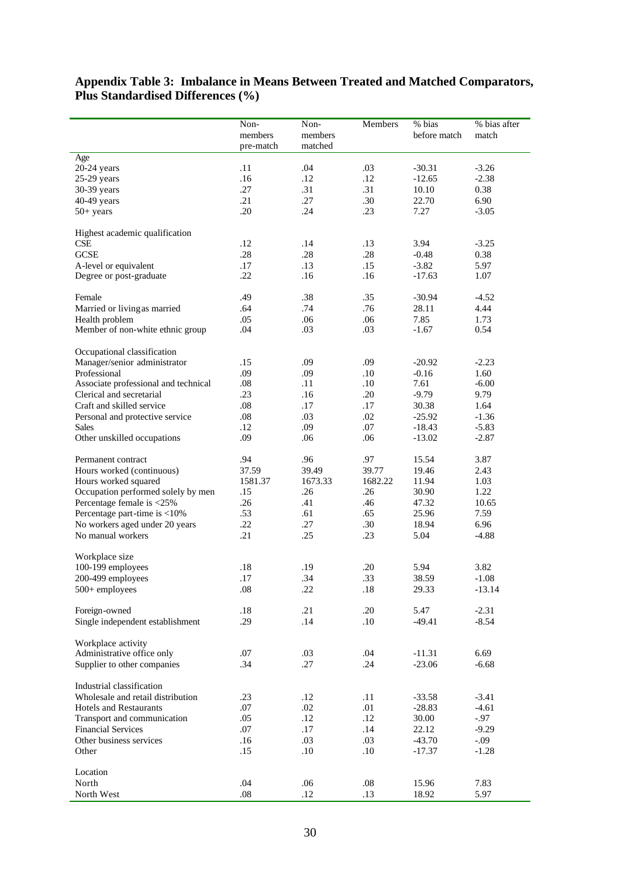## Appendix Table 3: Imbalance in Means Between Treated and Matched Comparators, Plus Standardised Differences (%)

| | Non-members pre-match | Non-members matched | Members | % bias before match | % bias after match |
|---|---|---|---|---|---|
| Age | | | | | |
| 20-24 years | .11 | .04 | .03 | -30.31 | -3.26 |
| 25-29 years | .16 | .12 | .12 | -12.65 | -2.38 |
| 30-39 years | .27 | .31 | .31 | 10.10 | 0.38 |
| 40-49 years | .21 | .27 | .30 | 22.70 | 6.90 |
| 50+ years | .20 | .24 | .23 | 7.27 | -3.05 |
| Highest academic qualification | | | | | |
| CSE | .12 | .14 | .13 | 3.94 | -3.25 |
| GCSE | .28 | .28 | .28 | -0.48 | 0.38 |
| A-level or equivalent | .17 | .13 | .15 | -3.82 | 5.97 |
| Degree or post-graduate | .22 | .16 | .16 | -17.63 | 1.07 |
| Female | .49 | .38 | .35 | -30.94 | -4.52 |
| Married or living as married | .64 | .74 | .76 | 28.11 | 4.44 |
| Health problem | .05 | .06 | .06 | 7.85 | 1.73 |
| Member of non-white ethnic group | .04 | .03 | .03 | -1.67 | 0.54 |
| Occupational classification | | | | | |
| Manager/senior administrator | .15 | .09 | .09 | -20.92 | -2.23 |
| Professional | .09 | .09 | .10 | -0.16 | 1.60 |
| Associate professional and technical | .08 | .11 | .10 | 7.61 | -6.00 |
| Clerical and secretarial | .23 | .16 | .20 | -9.79 | 9.79 |
| Craft and skilled service | .08 | .17 | .17 | 30.38 | 1.64 |
| Personal and protective service | .08 | .03 | .02 | -25.92 | -1.36 |
| Sales | .12 | .09 | .07 | -18.43 | -5.83 |
| Other unskilled occupations | .09 | .06 | .06 | -13.02 | -2.87 |
| Permanent contract | .94 | .96 | .97 | 15.54 | 3.87 |
| Hours worked (continuous) | 37.59 | 39.49 | 39.77 | 19.46 | 2.43 |
| Hours worked squared | 1581.37 | 1673.33 | 1682.22 | 11.94 | 1.03 |
| Occupation performed solely by men | .15 | .26 | .26 | 30.90 | 1.22 |
| Percentage female is <25% | .26 | .41 | .46 | 47.32 | 10.65 |
| Percentage part-time is <10% | .53 | .61 | .65 | 25.96 | 7.59 |
| No workers aged under 20 years | .22 | .27 | .30 | 18.94 | 6.96 |
| No manual workers | .21 | .25 | .23 | 5.04 | -4.88 |
| Workplace size | | | | | |
| 100-199 employees | .18 | .19 | .20 | 5.94 | 3.82 |
| 200-499 employees | .17 | .34 | .33 | 38.59 | -1.08 |
| 500+ employees | .08 | .22 | .18 | 29.33 | -13.14 |
| Foreign-owned | .18 | .21 | .20 | 5.47 | -2.31 |
| Single independent establishment | .29 | .14 | .10 | -49.41 | -8.54 |
| Workplace activity | | | | | |
| Administrative office only | .07 | .03 | .04 | -11.31 | 6.69 |
| Supplier to other companies | .34 | .27 | .24 | -23.06 | -6.68 |
| Industrial classification | | | | | |
| Wholesale and retail distribution | .23 | .12 | .11 | -33.58 | -3.41 |
| Hotels and Restaurants | .07 | .02 | .01 | -28.83 | -4.61 |
| Transport and communication | .05 | .12 | .12 | 30.00 | -.97 |
| Financial Services | .07 | .17 | .14 | 22.12 | -9.29 |
| Other business services | .16 | .03 | .03 | -43.70 | -.09 |
| Other | .15 | .10 | .10 | -17.37 | -1.28 |
| Location | | | | | |
| North | .04 | .06 | .08 | 15.96 | 7.83 |
| North West | .08 | .12 | .13 | 18.92 | 5.97 |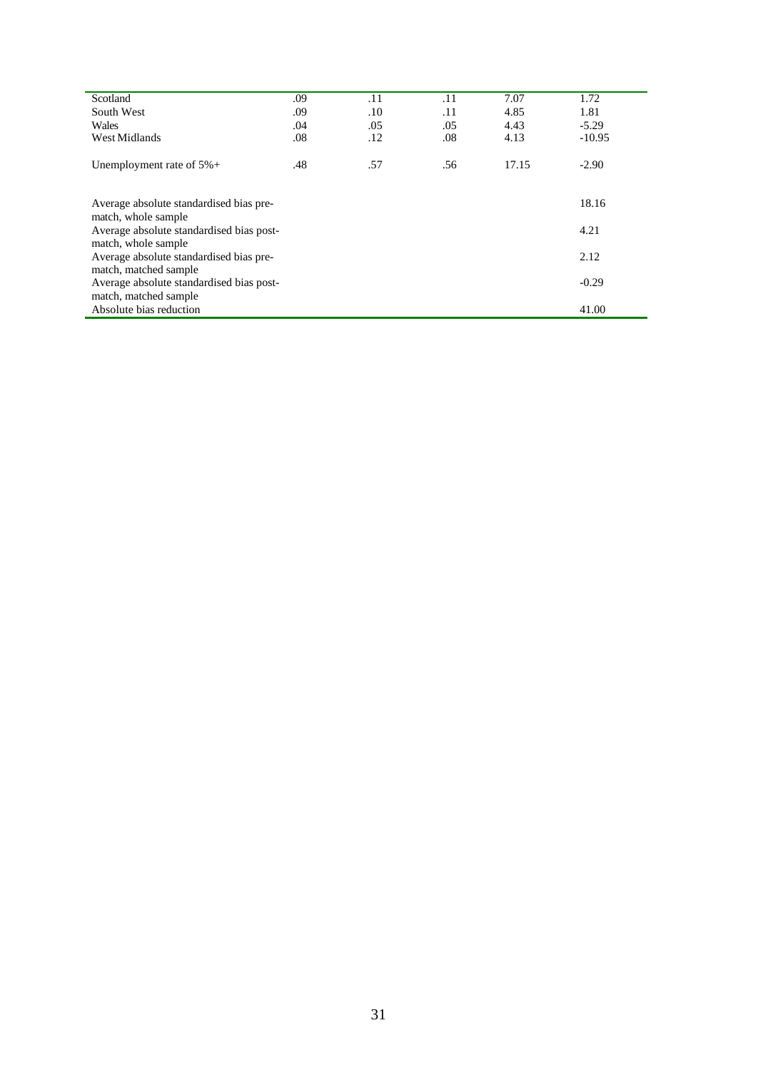| | | | | | |
|---|---|---|---|---|---|
| Scotland | .09 | .11 | .11 | 7.07 | 1.72 |
| South West | .09 | .10 | .11 | 4.85 | 1.81 |
| Wales | .04 | .05 | .05 | 4.43 | -5.29 |
| West Midlands | .08 | .12 | .08 | 4.13 | -10.95 |
| Unemployment rate of 5%+ | .48 | .57 | .56 | 17.15 | -2.90 |
| Average absolute standardised bias pre-match, whole sample | | | | | 18.16 |
| Average absolute standardised bias post-match, whole sample | | | | | 4.21 |
| Average absolute standardised bias pre-match, matched sample | | | | | 2.12 |
| Average absolute standardised bias post-match, matched sample | | | | | -0.29 |
| Absolute bias reduction | | | | | 41.00 |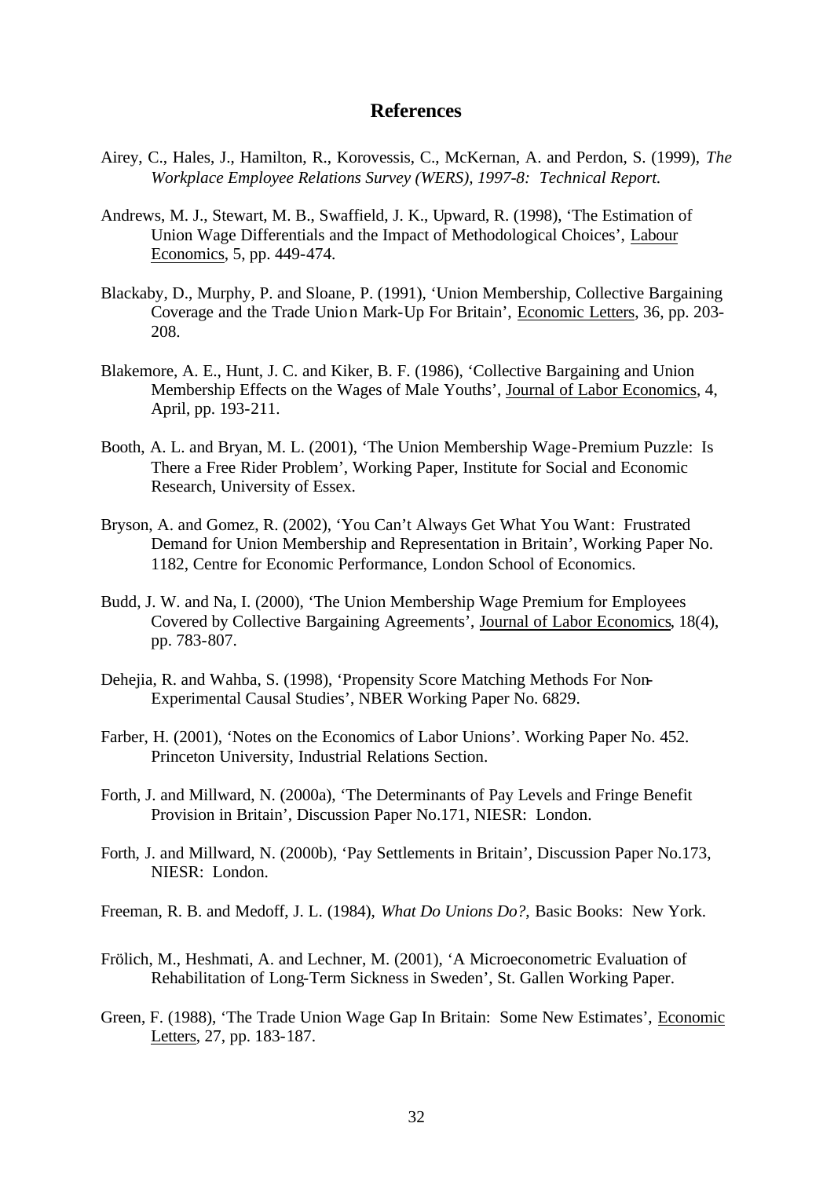## References

Airey, C., Hales, J., Hamilton, R., Korovessis, C., McKernan, A. and Perdon, S. (1999), *The Workplace Employee Relations Survey (WERS), 1997-8: Technical Report.*

Andrews, M. J., Stewart, M. B., Swaffield, J. K., Upward, R. (1998), 'The Estimation of Union Wage Differentials and the Impact of Methodological Choices', Labour Economics, 5, pp. 449-474.

Blackaby, D., Murphy, P. and Sloane, P. (1991), 'Union Membership, Collective Bargaining Coverage and the Trade Union Mark-Up For Britain', Economic Letters, 36, pp. 203-208.

Blakemore, A. E., Hunt, J. C. and Kiker, B. F. (1986), 'Collective Bargaining and Union Membership Effects on the Wages of Male Youths', Journal of Labor Economics, 4, April, pp. 193-211.

Booth, A. L. and Bryan, M. L. (2001), 'The Union Membership Wage-Premium Puzzle: Is There a Free Rider Problem', Working Paper, Institute for Social and Economic Research, University of Essex.

Bryson, A. and Gomez, R. (2002), 'You Can't Always Get What You Want: Frustrated Demand for Union Membership and Representation in Britain', Working Paper No. 1182, Centre for Economic Performance, London School of Economics.

Budd, J. W. and Na, I. (2000), 'The Union Membership Wage Premium for Employees Covered by Collective Bargaining Agreements', Journal of Labor Economics, 18(4), pp. 783-807.

Dehejia, R. and Wahba, S. (1998), 'Propensity Score Matching Methods For Non-Experimental Causal Studies', NBER Working Paper No. 6829.

Farber, H. (2001), 'Notes on the Economics of Labor Unions'. Working Paper No. 452. Princeton University, Industrial Relations Section.

Forth, J. and Millward, N. (2000a), 'The Determinants of Pay Levels and Fringe Benefit Provision in Britain', Discussion Paper No.171, NIESR: London.

Forth, J. and Millward, N. (2000b), 'Pay Settlements in Britain', Discussion Paper No.173, NIESR: London.

Freeman, R. B. and Medoff, J. L. (1984), *What Do Unions Do?*, Basic Books: New York.

Frölich, M., Heshmati, A. and Lechner, M. (2001), 'A Microeconometric Evaluation of Rehabilitation of Long-Term Sickness in Sweden', St. Gallen Working Paper.

Green, F. (1988), 'The Trade Union Wage Gap In Britain: Some New Estimates', Economic Letters, 27, pp. 183-187.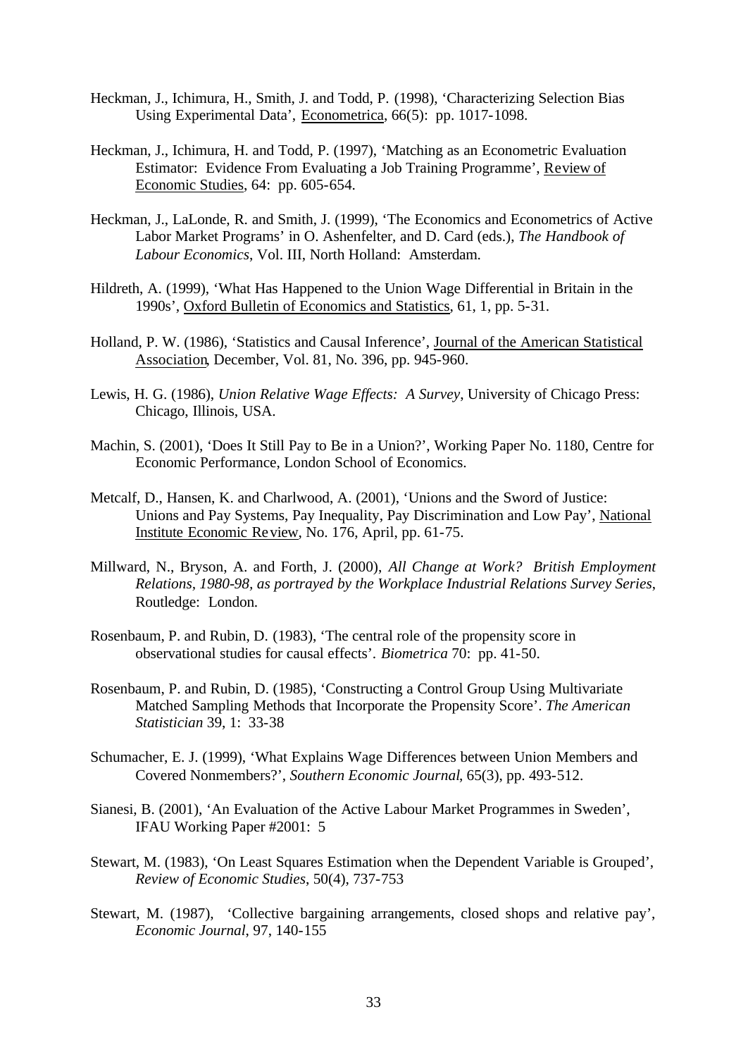Heckman, J., Ichimura, H., Smith, J. and Todd, P. (1998), 'Characterizing Selection Bias Using Experimental Data', Econometrica, 66(5): pp. 1017-1098.

Heckman, J., Ichimura, H. and Todd, P. (1997), 'Matching as an Econometric Evaluation Estimator: Evidence From Evaluating a Job Training Programme', Review of Economic Studies, 64: pp. 605-654.

Heckman, J., LaLonde, R. and Smith, J. (1999), 'The Economics and Econometrics of Active Labor Market Programs' in O. Ashenfelter, and D. Card (eds.), *The Handbook of Labour Economics*, Vol. III, North Holland: Amsterdam.

Hildreth, A. (1999), 'What Has Happened to the Union Wage Differential in Britain in the 1990s', Oxford Bulletin of Economics and Statistics, 61, 1, pp. 5-31.

Holland, P. W. (1986), 'Statistics and Causal Inference', Journal of the American Statistical Association, December, Vol. 81, No. 396, pp. 945-960.

Lewis, H. G. (1986), *Union Relative Wage Effects: A Survey*, University of Chicago Press: Chicago, Illinois, USA.

Machin, S. (2001), 'Does It Still Pay to Be in a Union?', Working Paper No. 1180, Centre for Economic Performance, London School of Economics.

Metcalf, D., Hansen, K. and Charlwood, A. (2001), 'Unions and the Sword of Justice: Unions and Pay Systems, Pay Inequality, Pay Discrimination and Low Pay', National Institute Economic Review, No. 176, April, pp. 61-75.

Millward, N., Bryson, A. and Forth, J. (2000), *All Change at Work? British Employment Relations, 1980-98, as portrayed by the Workplace Industrial Relations Survey Series*, Routledge: London.

Rosenbaum, P. and Rubin, D. (1983), 'The central role of the propensity score in observational studies for causal effects'. *Biometrica* 70: pp. 41-50.

Rosenbaum, P. and Rubin, D. (1985), 'Constructing a Control Group Using Multivariate Matched Sampling Methods that Incorporate the Propensity Score'. *The American Statistician* 39, 1: 33-38

Schumacher, E. J. (1999), 'What Explains Wage Differences between Union Members and Covered Nonmembers?', *Southern Economic Journal*, 65(3), pp. 493-512.

Sianesi, B. (2001), 'An Evaluation of the Active Labour Market Programmes in Sweden', IFAU Working Paper #2001: 5

Stewart, M. (1983), 'On Least Squares Estimation when the Dependent Variable is Grouped', *Review of Economic Studies*, 50(4), 737-753

Stewart, M. (1987), 'Collective bargaining arrangements, closed shops and relative pay', *Economic Journal*, 97, 140-155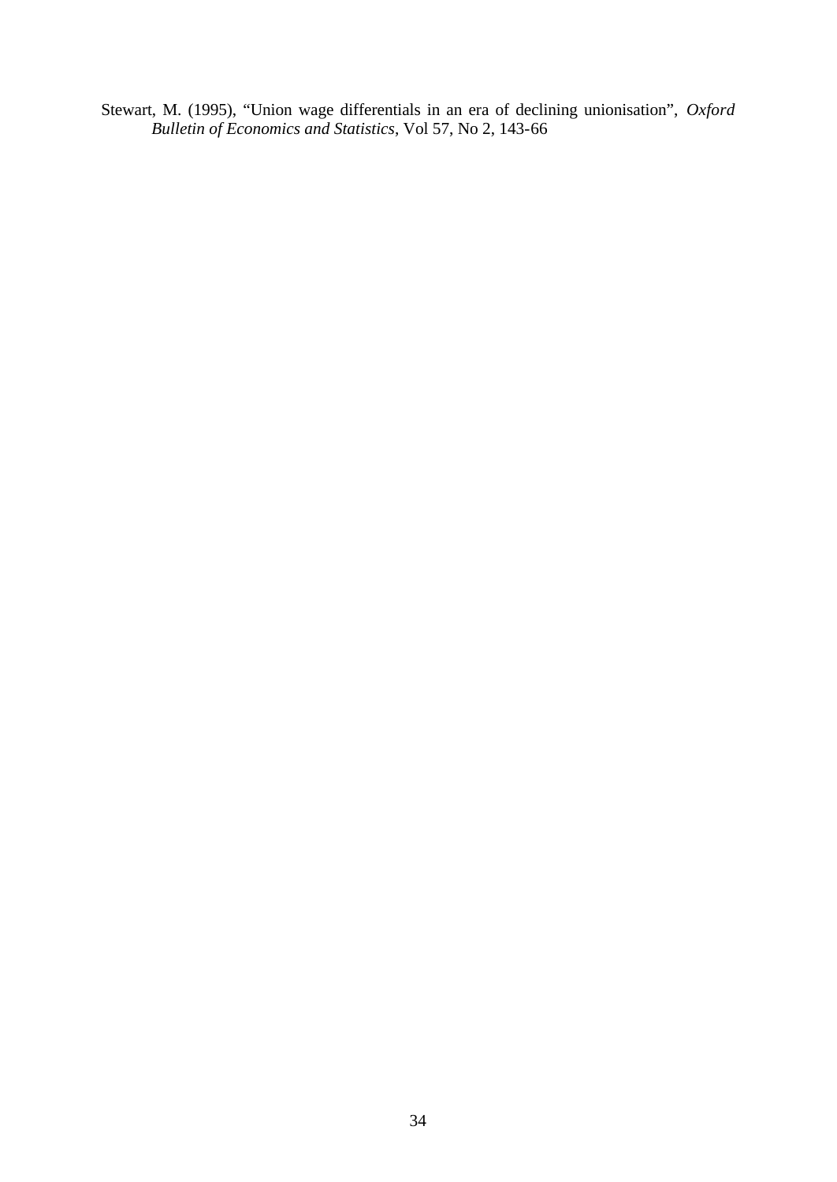Stewart, M. (1995), "Union wage differentials in an era of declining unionisation", *Oxford Bulletin of Economics and Statistics*, Vol 57, No 2, 143-66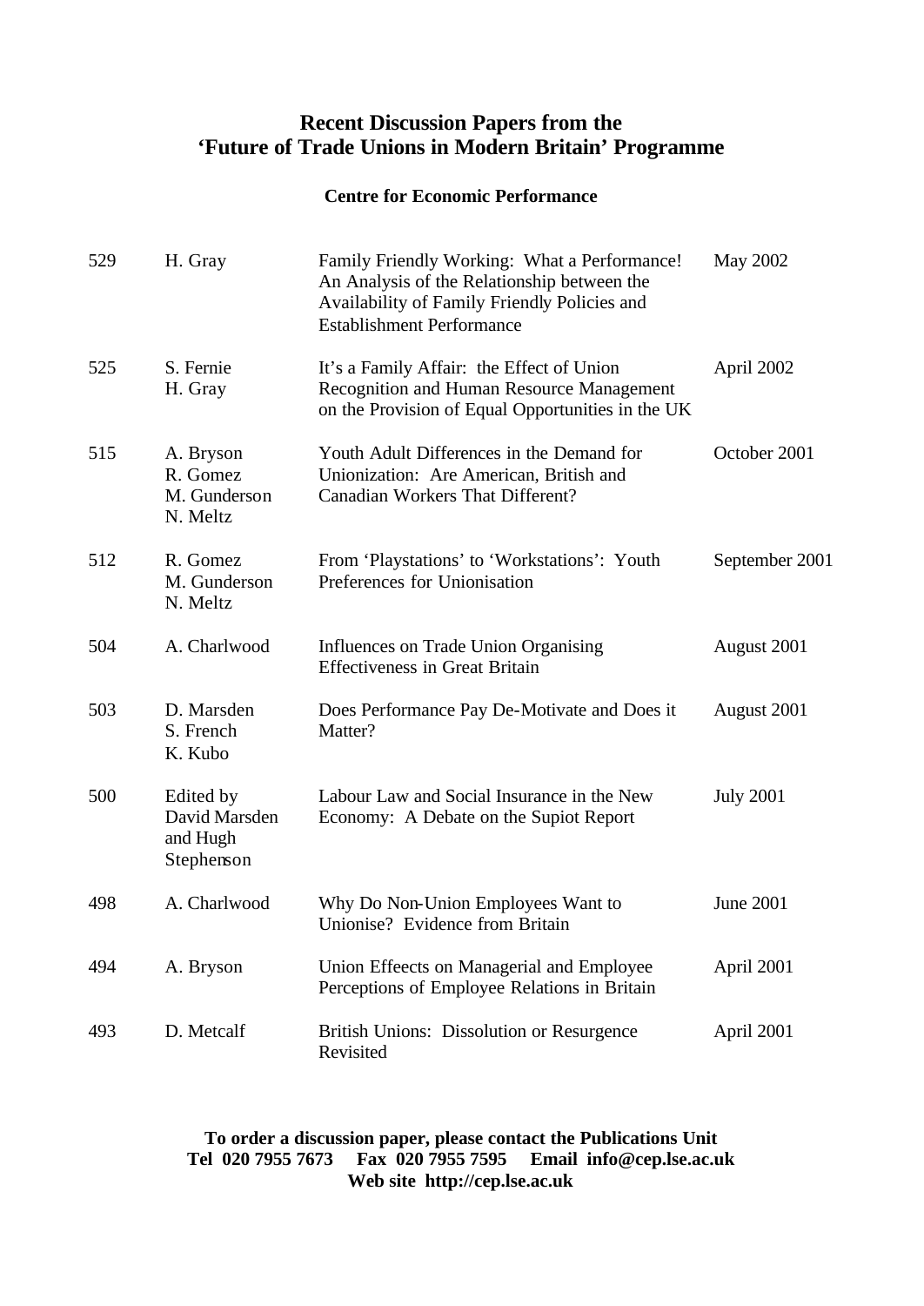# Recent Discussion Papers from the 'Future of Trade Unions in Modern Britain' Programme

**Centre for Economic Performance**

| | | | |
|---|---|---|---|
| 529 | H. Gray | Family Friendly Working: What a Performance! An Analysis of the Relationship between the Availability of Family Friendly Policies and Establishment Performance | May 2002 |
| 525 | S. Fernie<br>H. Gray | It's a Family Affair: the Effect of Union Recognition and Human Resource Management on the Provision of Equal Opportunities in the UK | April 2002 |
| 515 | A. Bryson<br>R. Gomez<br>M. Gunderson<br>N. Meltz | Youth Adult Differences in the Demand for Unionization: Are American, British and Canadian Workers That Different? | October 2001 |
| 512 | R. Gomez<br>M. Gunderson<br>N. Meltz | From 'Playstations' to 'Workstations': Youth Preferences for Unionisation | September 2001 |
| 504 | A. Charlwood | Influences on Trade Union Organising Effectiveness in Great Britain | August 2001 |
| 503 | D. Marsden<br>S. French<br>K. Kubo | Does Performance Pay De-Motivate and Does it Matter? | August 2001 |
| 500 | Edited by David Marsden and Hugh Stephenson | Labour Law and Social Insurance in the New Economy: A Debate on the Supiot Report | July 2001 |
| 498 | A. Charlwood | Why Do Non-Union Employees Want to Unionise? Evidence from Britain | June 2001 |
| 494 | A. Bryson | Union Effeects on Managerial and Employee Perceptions of Employee Relations in Britain | April 2001 |
| 493 | D. Metcalf | British Unions: Dissolution or Resurgence Revisited | April 2001 |

**To order a discussion paper, please contact the Publications Unit**
**Tel 020 7955 7673 Fax 020 7955 7595 Email info@cep.lse.ac.uk**
**Web site http://cep.lse.ac.uk**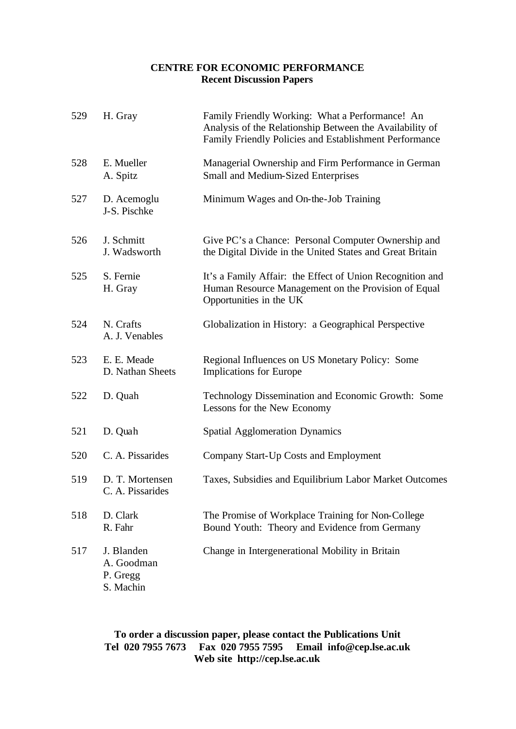**CENTRE FOR ECONOMIC PERFORMANCE**
**Recent Discussion Papers**

| | | |
|---|---|---|
| 529 | H. Gray | Family Friendly Working: What a Performance! An Analysis of the Relationship Between the Availability of Family Friendly Policies and Establishment Performance |
| 528 | E. Mueller<br>A. Spitz | Managerial Ownership and Firm Performance in German Small and Medium-Sized Enterprises |
| 527 | D. Acemoglu<br>J-S. Pischke | Minimum Wages and On-the-Job Training |
| 526 | J. Schmitt<br>J. Wadsworth | Give PC's a Chance: Personal Computer Ownership and the Digital Divide in the United States and Great Britain |
| 525 | S. Fernie<br>H. Gray | It's a Family Affair: the Effect of Union Recognition and Human Resource Management on the Provision of Equal Opportunities in the UK |
| 524 | N. Crafts<br>A. J. Venables | Globalization in History: a Geographical Perspective |
| 523 | E. E. Meade<br>D. Nathan Sheets | Regional Influences on US Monetary Policy: Some Implications for Europe |
| 522 | D. Quah | Technology Dissemination and Economic Growth: Some Lessons for the New Economy |
| 521 | D. Quah | Spatial Agglomeration Dynamics |
| 520 | C. A. Pissarides | Company Start-Up Costs and Employment |
| 519 | D. T. Mortensen<br>C. A. Pissarides | Taxes, Subsidies and Equilibrium Labor Market Outcomes |
| 518 | D. Clark<br>R. Fahr | The Promise of Workplace Training for Non-College Bound Youth: Theory and Evidence from Germany |
| 517 | J. Blanden<br>A. Goodman<br>P. Gregg<br>S. Machin | Change in Intergenerational Mobility in Britain |

**To order a discussion paper, please contact the Publications Unit**
**Tel 020 7955 7673 Fax 020 7955 7595 Email info@cep.lse.ac.uk**
**Web site http://cep.lse.ac.uk**